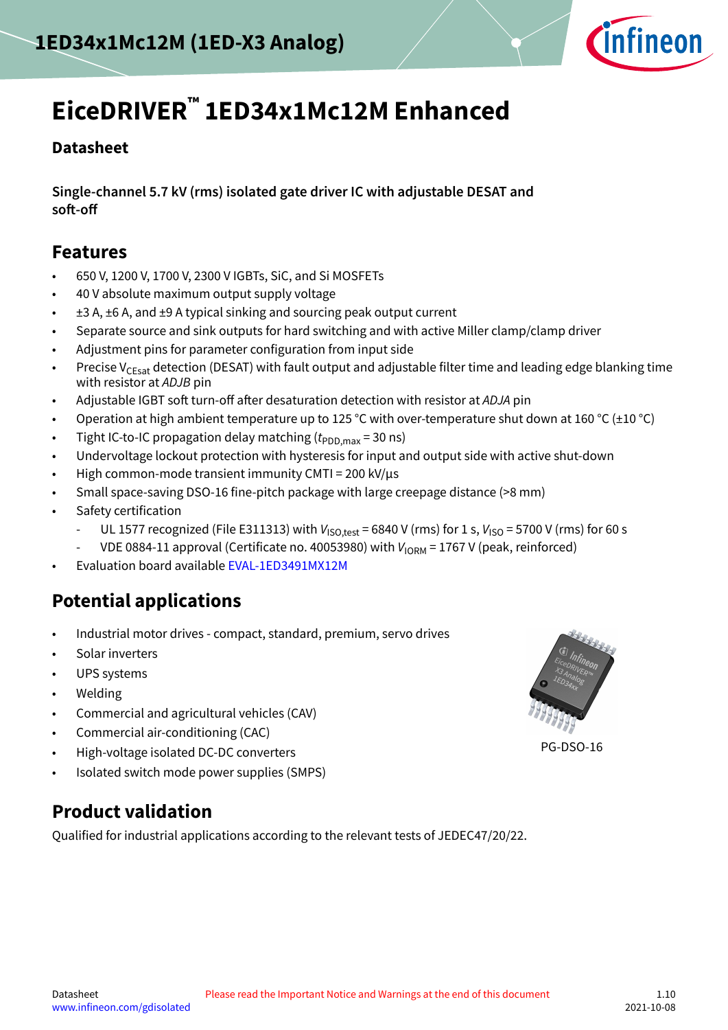# EiceDRIVER™ 1ED34x1Mc12M Enhanced

**Datasheet**

**Single-channel 5.7 kV (rms) isolated gate driver IC with adjustable DESAT and soft-off**

## Features

- 650 V, 1200 V, 1700 V, 2300 V IGBTs, SiC, and Si MOSFETs
- 40 V absolute maximum output supply voltage
- ±3 A, ±6 A, and ±9 A typical sinking and sourcing peak output current
- Separate source and sink outputs for hard switching and with active Miller clamp/clamp driver
- Adjustment pins for parameter configuration from input side
- Precise $V_{CEsat}$ detection (DESAT) with fault output and adjustable filter time and leading edge blanking time with resistor at *ADJB* pin
- Adjustable IGBT soft turn-off after desaturation detection with resistor at *ADJA* pin
- Operation at high ambient temperature up to 125 °C with over-temperature shut down at 160 °C (±10 °C)
- Tight IC-to-IC propagation delay matching ($t_{PDD,max}$ = 30 ns)
- Undervoltage lockout protection with hysteresis for input and output side with active shut-down
- High common-mode transient immunity CMTI = 200 kV/µs
- Small space-saving DSO-16 fine-pitch package with large creepage distance (>8 mm)
- Safety certification
  - UL 1577 recognized (File E311313) with $V_{ISO,test}$ = 6840 V (rms) for 1 s, $V_{ISO}$ = 5700 V (rms) for 60 s
  - VDE 0884-11 approval (Certificate no. 40053980) with $V_{IORM}$ = 1767 V (peak, reinforced)
- Evaluation board available EVAL-1ED3491MX12M

## Potential applications

- Industrial motor drives - compact, standard, premium, servo drives
- Solar inverters
- UPS systems
- Welding
- Commercial and agricultural vehicles (CAV)
- Commercial air-conditioning (CAC)
- High-voltage isolated DC-DC converters
- Isolated switch mode power supplies (SMPS)

PG-DSO-16

## Product validation

Qualified for industrial applications according to the relevant tests of JEDEC47/20/22.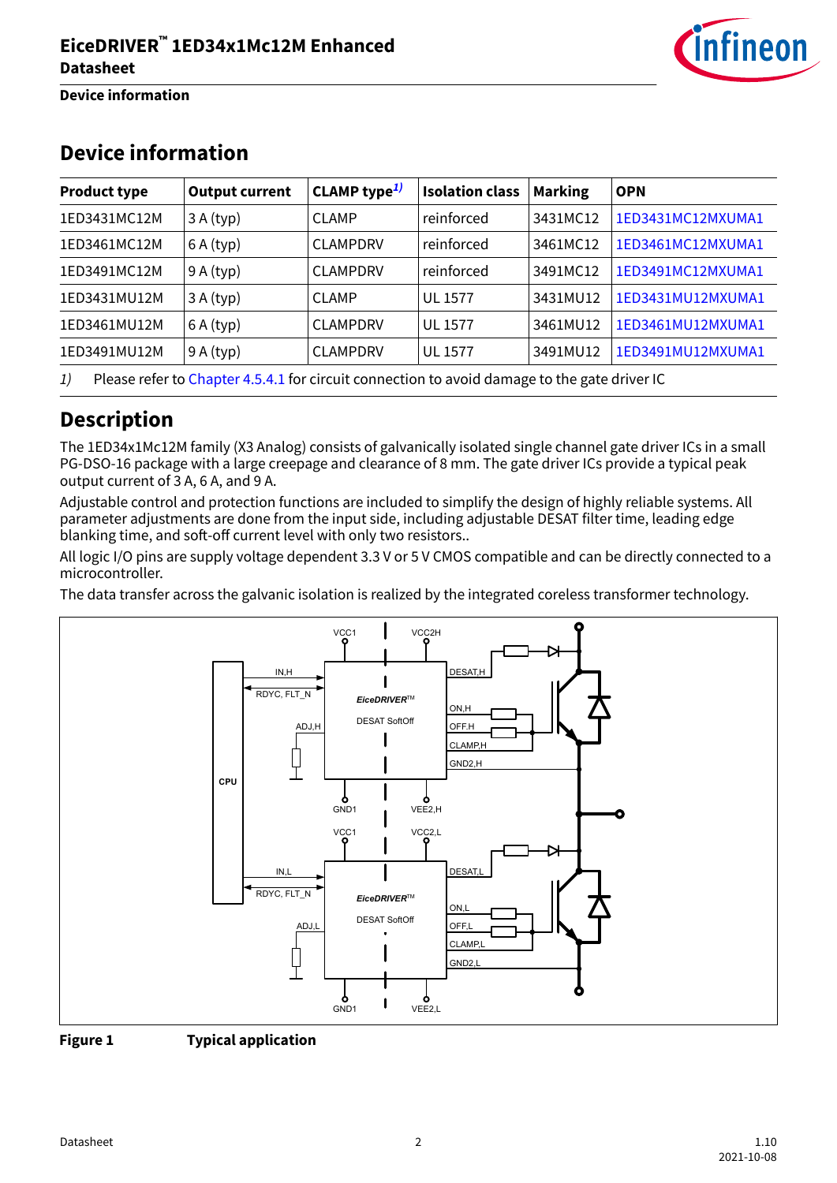# Device information

| Product type | Output current | CLAMP type[1)] | Isolation class | Marking | OPN |
|---|---|---|---|---|---|
| 1ED3431MC12M | 3 A (typ) | CLAMP | reinforced | 3431MC12 | 1ED3431MC12MXUMA1 |
| 1ED3461MC12M | 6 A (typ) | CLAMPDRV | reinforced | 3461MC12 | 1ED3461MC12MXUMA1 |
| 1ED3491MC12M | 9 A (typ) | CLAMPDRV | reinforced | 3491MC12 | 1ED3491MC12MXUMA1 |
| 1ED3431MU12M | 3 A (typ) | CLAMP | UL 1577 | 3431MU12 | 1ED3431MU12MXUMA1 |
| 1ED3461MU12M | 6 A (typ) | CLAMPDRV | UL 1577 | 3461MU12 | 1ED3461MU12MXUMA1 |
| 1ED3491MU12M | 9 A (typ) | CLAMPDRV | UL 1577 | 3491MU12 | 1ED3491MU12MXUMA1 |

*1)* Please refer to Chapter 4.5.4.1 for circuit connection to avoid damage to the gate driver IC

# Description

The 1ED34x1Mc12M family (X3 Analog) consists of galvanically isolated single channel gate driver ICs in a small PG-DSO-16 package with a large creepage and clearance of 8 mm. The gate driver ICs provide a typical peak output current of 3 A, 6 A, and 9 A.

Adjustable control and protection functions are included to simplify the design of highly reliable systems. All parameter adjustments are done from the input side, including adjustable DESAT filter time, leading edge blanking time, and soft-off current level with only two resistors..

All logic I/O pins are supply voltage dependent 3.3 V or 5 V CMOS compatible and can be directly connected to a microcontroller.

The data transfer across the galvanic isolation is realized by the integrated coreless transformer technology.

**Figure 1** **Typical application**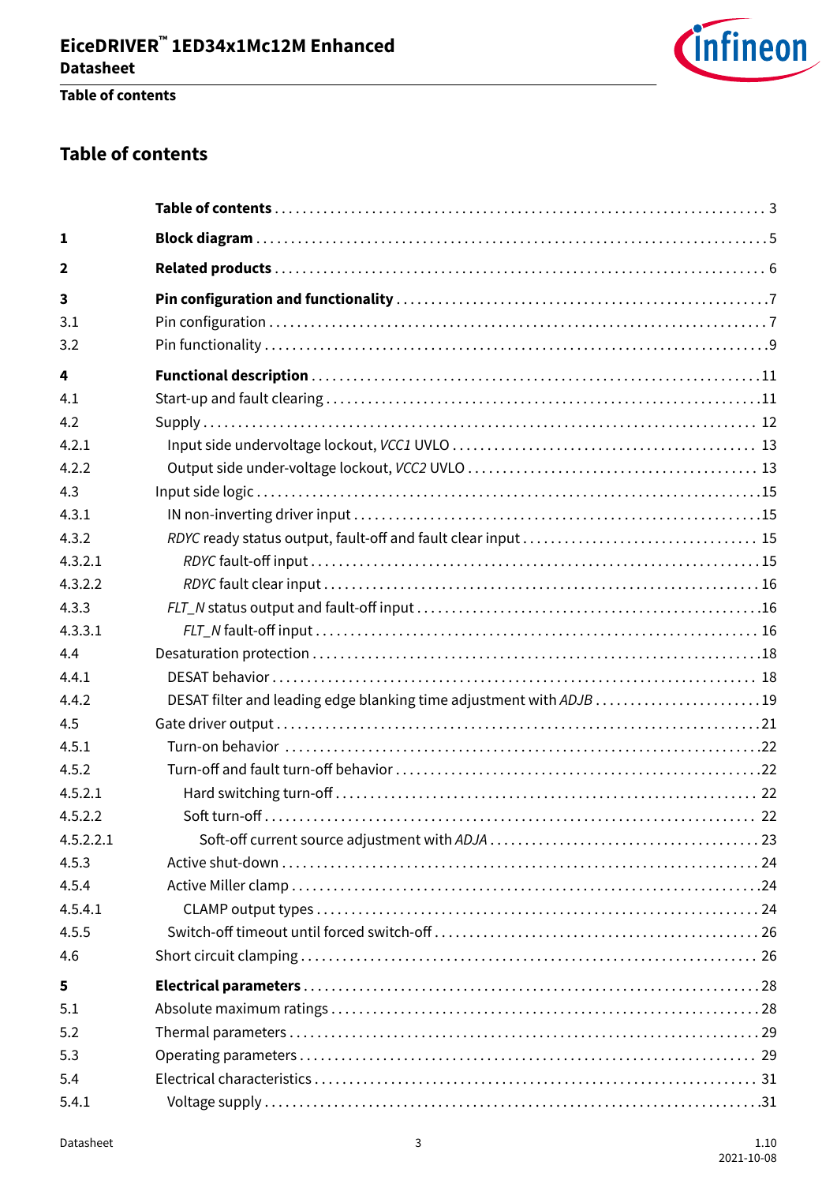# Table of contents

| | | |
|---|---|---|
| | **Table of contents** | 3 |
| **1** | **Block diagram** | 5 |
| **2** | **Related products** | 6 |
| **3** | **Pin configuration and functionality** | 7 |
| 3.1 | Pin configuration | 7 |
| 3.2 | Pin functionality | 9 |
| **4** | **Functional description** | 11 |
| 4.1 | Start-up and fault clearing | 11 |
| 4.2 | Supply | 12 |
| 4.2.1 | Input side undervoltage lockout, *VCC1* UVLO | 13 |
| 4.2.2 | Output side under-voltage lockout, *VCC2* UVLO | 13 |
| 4.3 | Input side logic | 15 |
| 4.3.1 | IN non-inverting driver input | 15 |
| 4.3.2 | *RDYC* ready status output, fault-off and fault clear input | 15 |
| 4.3.2.1 | *RDYC* fault-off input | 15 |
| 4.3.2.2 | *RDYC* fault clear input | 16 |
| 4.3.3 | *FLT_N* status output and fault-off input | 16 |
| 4.3.3.1 | *FLT_N* fault-off input | 16 |
| 4.4 | Desaturation protection | 18 |
| 4.4.1 | DESAT behavior | 18 |
| 4.4.2 | DESAT filter and leading edge blanking time adjustment with *ADJB* | 19 |
| 4.5 | Gate driver output | 21 |
| 4.5.1 | Turn-on behavior | 22 |
| 4.5.2 | Turn-off and fault turn-off behavior | 22 |
| 4.5.2.1 | Hard switching turn-off | 22 |
| 4.5.2.2 | Soft turn-off | 22 |
| 4.5.2.2.1 | Soft-off current source adjustment with *ADJA* | 23 |
| 4.5.3 | Active shut-down | 24 |
| 4.5.4 | Active Miller clamp | 24 |
| 4.5.4.1 | CLAMP output types | 24 |
| 4.5.5 | Switch-off timeout until forced switch-off | 26 |
| 4.6 | Short circuit clamping | 26 |
| **5** | **Electrical parameters** | 28 |
| 5.1 | Absolute maximum ratings | 28 |
| 5.2 | Thermal parameters | 29 |
| 5.3 | Operating parameters | 29 |
| 5.4 | Electrical characteristics | 31 |
| 5.4.1 | Voltage supply | 31 |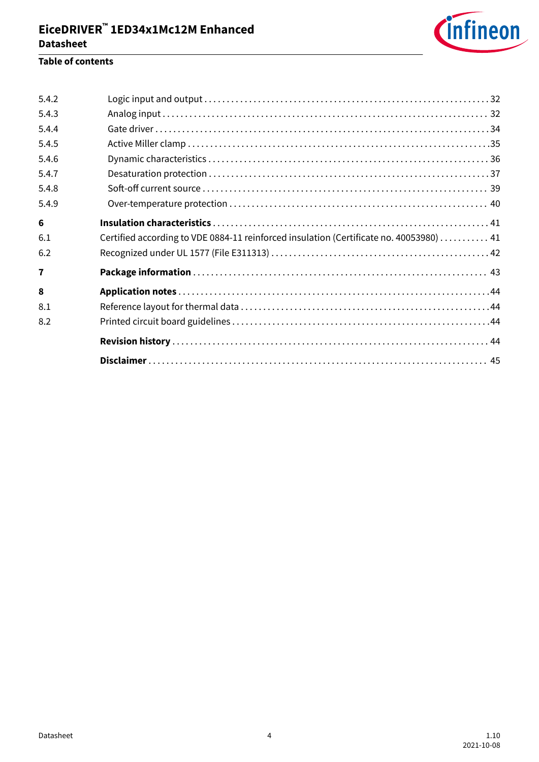| | | |
|---|---|---|
| 5.4.2 | Logic input and output | 32 |
| 5.4.3 | Analog input | 32 |
| 5.4.4 | Gate driver | 34 |
| 5.4.5 | Active Miller clamp | 35 |
| 5.4.6 | Dynamic characteristics | 36 |
| 5.4.7 | Desaturation protection | 37 |
| 5.4.8 | Soft-off current source | 39 |
| 5.4.9 | Over-temperature protection | 40 |
| **6** | **Insulation characteristics** | 41 |
| 6.1 | Certified according to VDE 0884-11 reinforced insulation (Certificate no. 40053980) | 41 |
| 6.2 | Recognized under UL 1577 (File E311313) | 42 |
| **7** | **Package information** | 43 |
| **8** | **Application notes** | 44 |
| 8.1 | Reference layout for thermal data | 44 |
| 8.2 | Printed circuit board guidelines | 44 |
| | **Revision history** | 44 |
| | **Disclaimer** | 45 |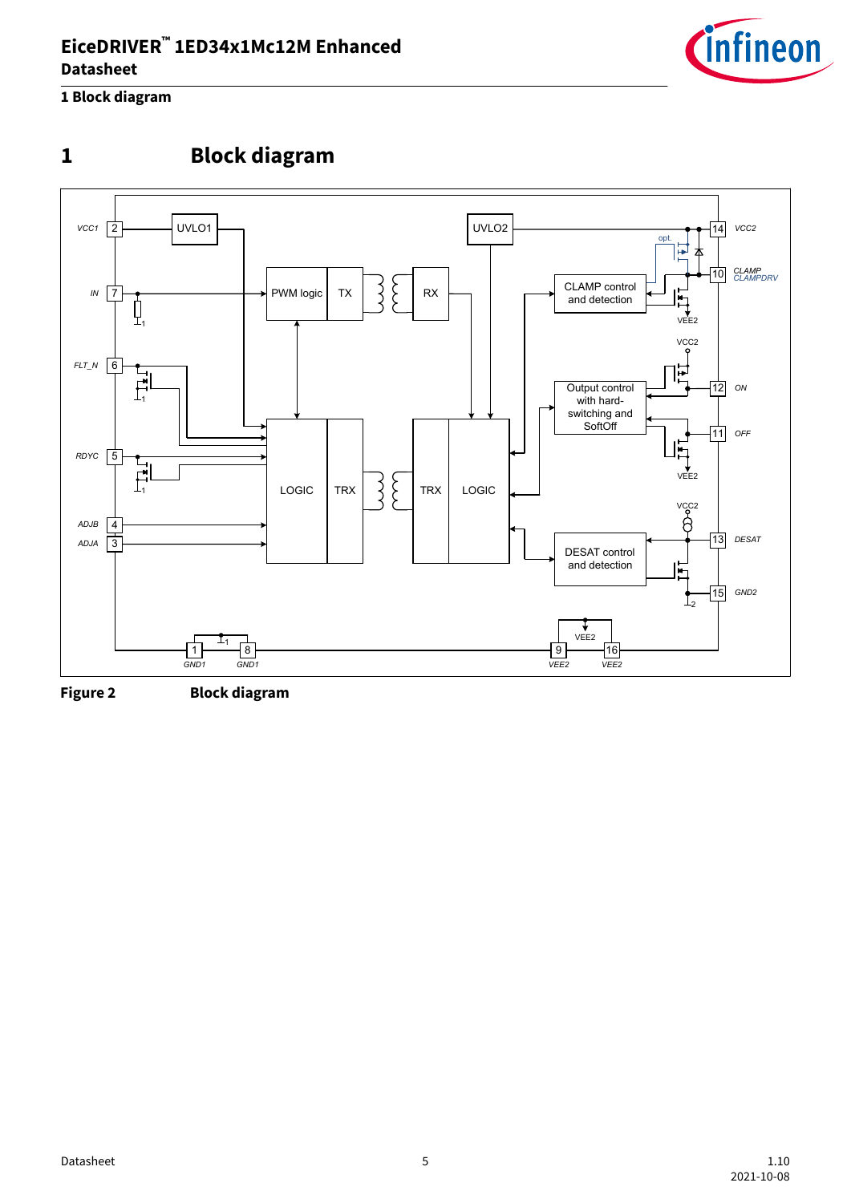# 1 Block diagram

Figure 2 Block diagram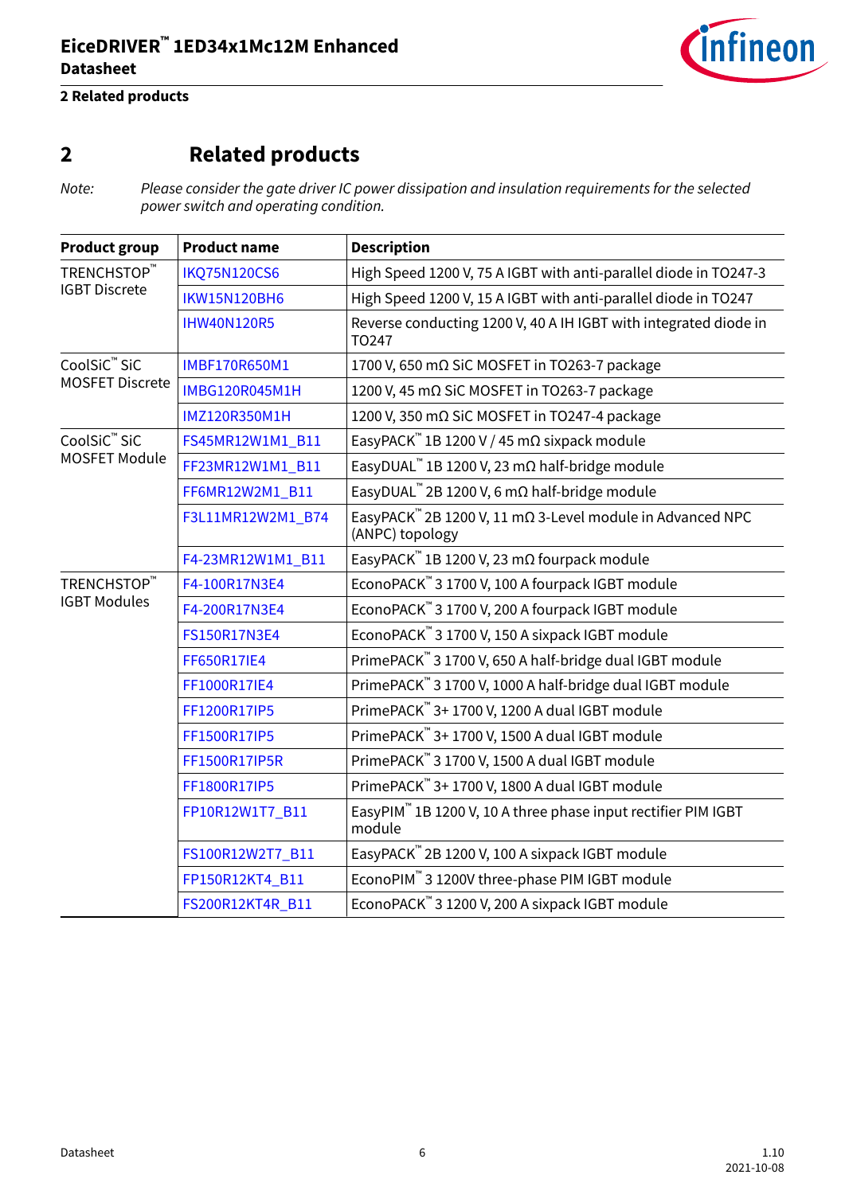# 2 Related products

*Note: Please consider the gate driver IC power dissipation and insulation requirements for the selected power switch and operating condition.*

| Product group | Product name | Description |
|---|---|---|
| TRENCHSTOP™ IGBT Discrete | IKQ75N120CS6 | High Speed 1200 V, 75 A IGBT with anti-parallel diode in TO247-3 |
| | IKW15N120BH6 | High Speed 1200 V, 15 A IGBT with anti-parallel diode in TO247 |
| | IHW40N120R5 | Reverse conducting 1200 V, 40 A IH IGBT with integrated diode in TO247 |
| CoolSiC™ SiC MOSFET Discrete | IMBF170R650M1 | 1700 V, 650 mΩ SiC MOSFET in TO263-7 package |
| | IMBG120R045M1H | 1200 V, 45 mΩ SiC MOSFET in TO263-7 package |
| | IMZ120R350M1H | 1200 V, 350 mΩ SiC MOSFET in TO247-4 package |
| CoolSiC™ SiC MOSFET Module | FS45MR12W1M1_B11 | EasyPACK™ 1B 1200 V / 45 mΩ sixpack module |
| | FF23MR12W1M1_B11 | EasyDUAL™ 1B 1200 V, 23 mΩ half-bridge module |
| | FF6MR12W2M1_B11 | EasyDUAL™ 2B 1200 V, 6 mΩ half-bridge module |
| | F3L11MR12W2M1_B74 | EasyPACK™ 2B 1200 V, 11 mΩ 3-Level module in Advanced NPC (ANPC) topology |
| | F4-23MR12W1M1_B11 | EasyPACK™ 1B 1200 V, 23 mΩ fourpack module |
| TRENCHSTOP™ IGBT Modules | F4-100R17N3E4 | EconoPACK™ 3 1700 V, 100 A fourpack IGBT module |
| | F4-200R17N3E4 | EconoPACK™ 3 1700 V, 200 A fourpack IGBT module |
| | FS150R17N3E4 | EconoPACK™ 3 1700 V, 150 A sixpack IGBT module |
| | FF650R17IE4 | PrimePACK™ 3 1700 V, 650 A half-bridge dual IGBT module |
| | FF1000R17IE4 | PrimePACK™ 3 1700 V, 1000 A half-bridge dual IGBT module |
| | FF1200R17IP5 | PrimePACK™ 3+ 1700 V, 1200 A dual IGBT module |
| | FF1500R17IP5 | PrimePACK™ 3+ 1700 V, 1500 A dual IGBT module |
| | FF1500R17IP5R | PrimePACK™ 3 1700 V, 1500 A dual IGBT module |
| | FF1800R17IP5 | PrimePACK™ 3+ 1700 V, 1800 A dual IGBT module |
| | FP10R12W1T7_B11 | EasyPIM™ 1B 1200 V, 10 A three phase input rectifier PIM IGBT module |
| | FS100R12W2T7_B11 | EasyPACK™ 2B 1200 V, 100 A sixpack IGBT module |
| | FP150R12KT4_B11 | EconoPIM™ 3 1200V three-phase PIM IGBT module |
| | FS200R12KT4R_B11 | EconoPACK™ 3 1200 V, 200 A sixpack IGBT module |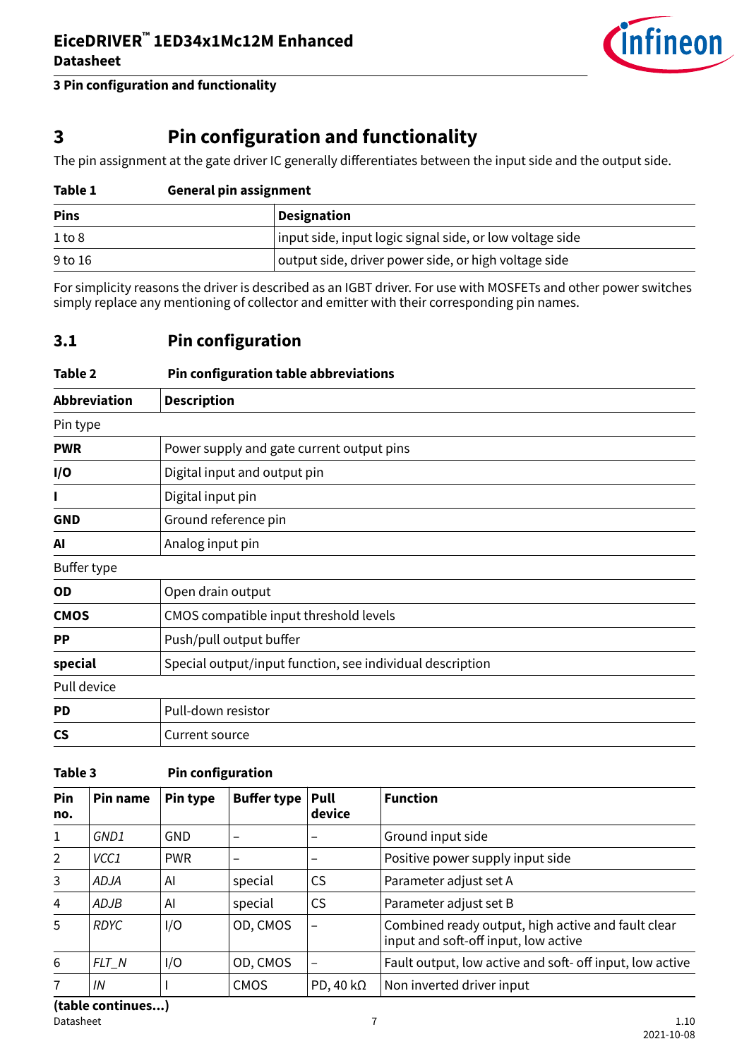# 3 Pin configuration and functionality

The pin assignment at the gate driver IC generally differentiates between the input side and the output side.

**Table 1 General pin assignment**

| Pins | Designation |
|---|---|
| 1 to 8 | input side, input logic signal side, or low voltage side |
| 9 to 16 | output side, driver power side, or high voltage side |

For simplicity reasons the driver is described as an IGBT driver. For use with MOSFETs and other power switches simply replace any mentioning of collector and emitter with their corresponding pin names.

## 3.1 Pin configuration

**Table 2 Pin configuration table abbreviations**

| Abbreviation | Description |
|---|---|
| Pin type | |
| **PWR** | Power supply and gate current output pins |
| **I/O** | Digital input and output pin |
| **I** | Digital input pin |
| **GND** | Ground reference pin |
| **AI** | Analog input pin |
| Buffer type | |
| **OD** | Open drain output |
| **CMOS** | CMOS compatible input threshold levels |
| **PP** | Push/pull output buffer |
| **special** | Special output/input function, see individual description |
| Pull device | |
| **PD** | Pull-down resistor |
| **CS** | Current source |

**Table 3 Pin configuration**

| Pin no. | Pin name | Pin type | Buffer type | Pull device | Function |
|---|---|---|---|---|---|
| 1 | *GND1* | GND | – | – | Ground input side |
| 2 | *VCC1* | PWR | – | – | Positive power supply input side |
| 3 | *ADJA* | AI | special | CS | Parameter adjust set A |
| 4 | *ADJB* | AI | special | CS | Parameter adjust set B |
| 5 | *RDYC* | I/O | OD, CMOS | – | Combined ready output, high active and fault clear input and soft-off input, low active |
| 6 | *FLT_N* | I/O | OD, CMOS | – | Fault output, low active and soft- off input, low active |
| 7 | *IN* | I | CMOS | PD, 40 kΩ | Non inverted driver input |

**(table continues...)**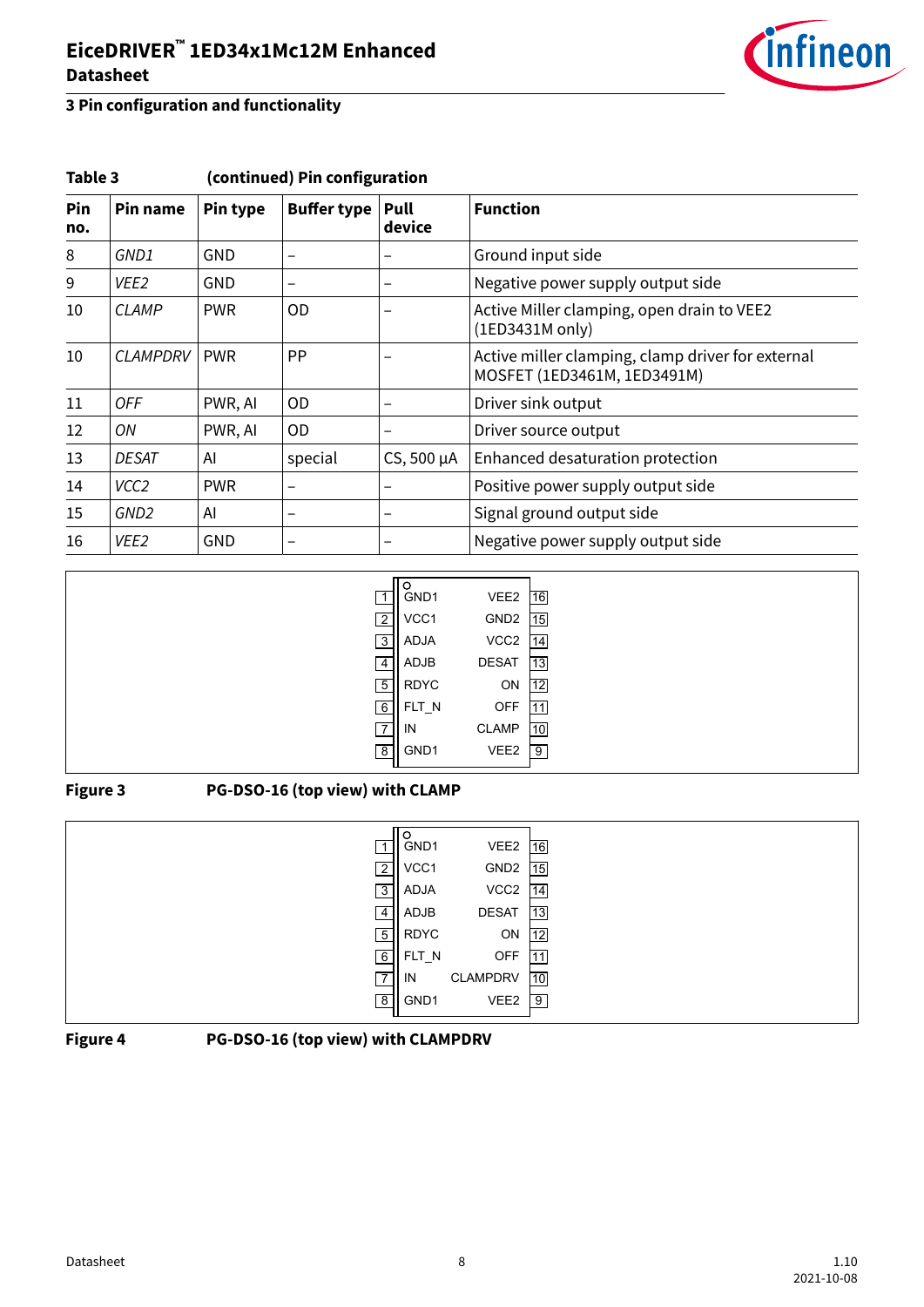### 3 Pin configuration and functionality

**Table 3 (continued) Pin configuration**

| Pin no. | Pin name | Pin type | Buffer type | Pull device | Function |
|---|---|---|---|---|---|
| 8 | *GND1* | GND | – | – | Ground input side |
| 9 | *VEE2* | GND | – | – | Negative power supply output side |
| 10 | *CLAMP* | PWR | OD | – | Active Miller clamping, open drain to VEE2 (1ED3431M only) |
| 10 | *CLAMPDRV* | PWR | PP | – | Active miller clamping, clamp driver for external MOSFET (1ED3461M, 1ED3491M) |
| 11 | *OFF* | PWR, AI | OD | – | Driver sink output |
| 12 | *ON* | PWR, AI | OD | – | Driver source output |
| 13 | *DESAT* | AI | special | CS, 500 µA | Enhanced desaturation protection |
| 14 | *VCC2* | PWR | – | – | Positive power supply output side |
| 15 | *GND2* | AI | – | – | Signal ground output side |
| 16 | *VEE2* | GND | – | – | Negative power supply output side |

| Pin | Name | Name | Pin |
|---|---|---|---|
| 1 | GND1 | VEE2 | 16 |
| 2 | VCC1 | GND2 | 15 |
| 3 | ADJA | VCC2 | 14 |
| 4 | ADJB | DESAT | 13 |
| 5 | RDYC | ON | 12 |
| 6 | FLT_N | OFF | 11 |
| 7 | IN | CLAMP | 10 |
| 8 | GND1 | VEE2 | 9 |

**Figure 3** PG-DSO-16 (top view) with CLAMP

| Pin | Name | Name | Pin |
|---|---|---|---|
| 1 | GND1 | VEE2 | 16 |
| 2 | VCC1 | GND2 | 15 |
| 3 | ADJA | VCC2 | 14 |
| 4 | ADJB | DESAT | 13 |
| 5 | RDYC | ON | 12 |
| 6 | FLT_N | OFF | 11 |
| 7 | IN | CLAMPDRV | 10 |
| 8 | GND1 | VEE2 | 9 |

**Figure 4** PG-DSO-16 (top view) with CLAMPDRV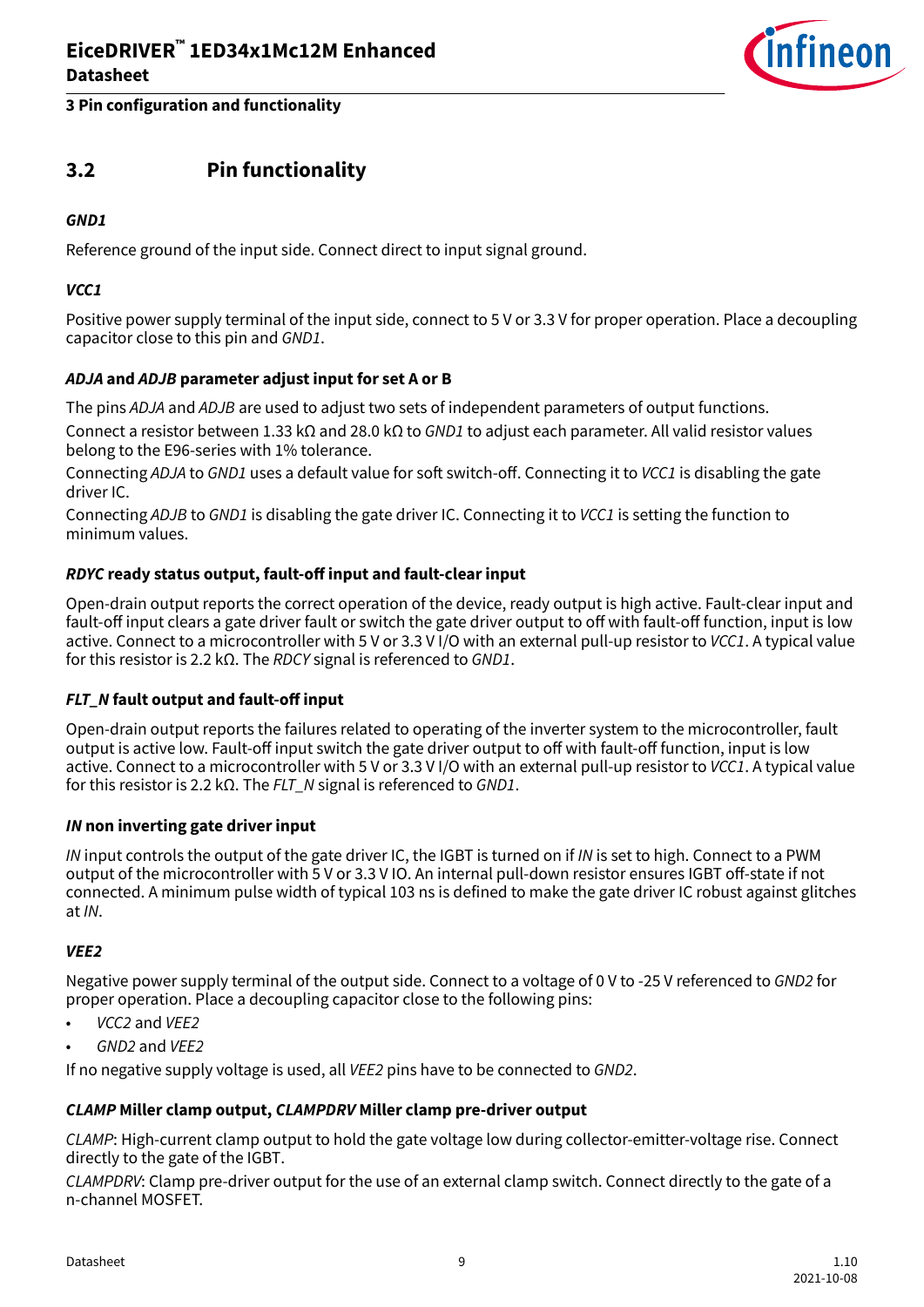## 3.2 Pin functionality

#### *GND1*

Reference ground of the input side. Connect direct to input signal ground.

#### *VCC1*

Positive power supply terminal of the input side, connect to 5 V or 3.3 V for proper operation. Place a decoupling capacitor close to this pin and *GND1*.

#### *ADJA* and *ADJB* parameter adjust input for set A or B

The pins *ADJA* and *ADJB* are used to adjust two sets of independent parameters of output functions.

Connect a resistor between 1.33 kΩ and 28.0 kΩ to *GND1* to adjust each parameter. All valid resistor values belong to the E96-series with 1% tolerance.

Connecting *ADJA* to *GND1* uses a default value for soft switch-off. Connecting it to *VCC1* is disabling the gate driver IC.

Connecting *ADJB* to *GND1* is disabling the gate driver IC. Connecting it to *VCC1* is setting the function to minimum values.

#### *RDYC* ready status output, fault-off input and fault-clear input

Open-drain output reports the correct operation of the device, ready output is high active. Fault-clear input and fault-off input clears a gate driver fault or switch the gate driver output to off with fault-off function, input is low active. Connect to a microcontroller with 5 V or 3.3 V I/O with an external pull-up resistor to *VCC1*. A typical value for this resistor is 2.2 kΩ. The *RDCY* signal is referenced to *GND1*.

#### *FLT_N* fault output and fault-off input

Open-drain output reports the failures related to operating of the inverter system to the microcontroller, fault output is active low. Fault-off input switch the gate driver output to off with fault-off function, input is low active. Connect to a microcontroller with 5 V or 3.3 V I/O with an external pull-up resistor to *VCC1*. A typical value for this resistor is 2.2 kΩ. The *FLT_N* signal is referenced to *GND1*.

#### *IN* non inverting gate driver input

*IN* input controls the output of the gate driver IC, the IGBT is turned on if *IN* is set to high. Connect to a PWM output of the microcontroller with 5 V or 3.3 V IO. An internal pull-down resistor ensures IGBT off-state if not connected. A minimum pulse width of typical 103 ns is defined to make the gate driver IC robust against glitches at *IN*.

#### *VEE2*

Negative power supply terminal of the output side. Connect to a voltage of 0 V to -25 V referenced to *GND2* for proper operation. Place a decoupling capacitor close to the following pins:

- *VCC2* and *VEE2*
- *GND2* and *VEE2*

If no negative supply voltage is used, all *VEE2* pins have to be connected to *GND2*.

#### *CLAMP* Miller clamp output, *CLAMPDRV* Miller clamp pre-driver output

*CLAMP*: High-current clamp output to hold the gate voltage low during collector-emitter-voltage rise. Connect directly to the gate of the IGBT.

*CLAMPDRV*: Clamp pre-driver output for the use of an external clamp switch. Connect directly to the gate of a n-channel MOSFET.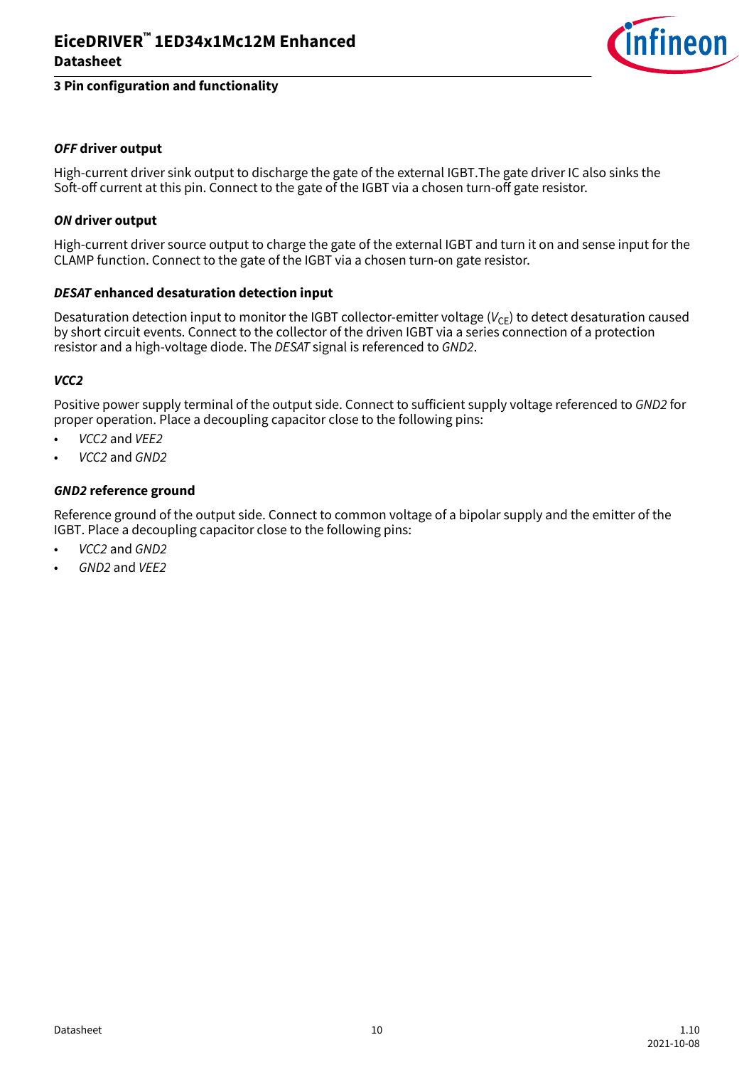#### ***OFF*** **driver output**

High-current driver sink output to discharge the gate of the external IGBT.The gate driver IC also sinks the Soft-off current at this pin. Connect to the gate of the IGBT via a chosen turn-off gate resistor.

#### ***ON*** **driver output**

High-current driver source output to charge the gate of the external IGBT and turn it on and sense input for the CLAMP function. Connect to the gate of the IGBT via a chosen turn-on gate resistor.

#### ***DESAT*** **enhanced desaturation detection input**

Desaturation detection input to monitor the IGBT collector-emitter voltage ($V_{CE}$) to detect desaturation caused by short circuit events. Connect to the collector of the driven IGBT via a series connection of a protection resistor and a high-voltage diode. The *DESAT* signal is referenced to *GND2*.

#### ***VCC2***

Positive power supply terminal of the output side. Connect to sufficient supply voltage referenced to *GND2* for proper operation. Place a decoupling capacitor close to the following pins:

- *VCC2* and *VEE2*
- *VCC2* and *GND2*

#### ***GND2*** **reference ground**

Reference ground of the output side. Connect to common voltage of a bipolar supply and the emitter of the IGBT. Place a decoupling capacitor close to the following pins:

- *VCC2* and *GND2*
- *GND2* and *VEE2*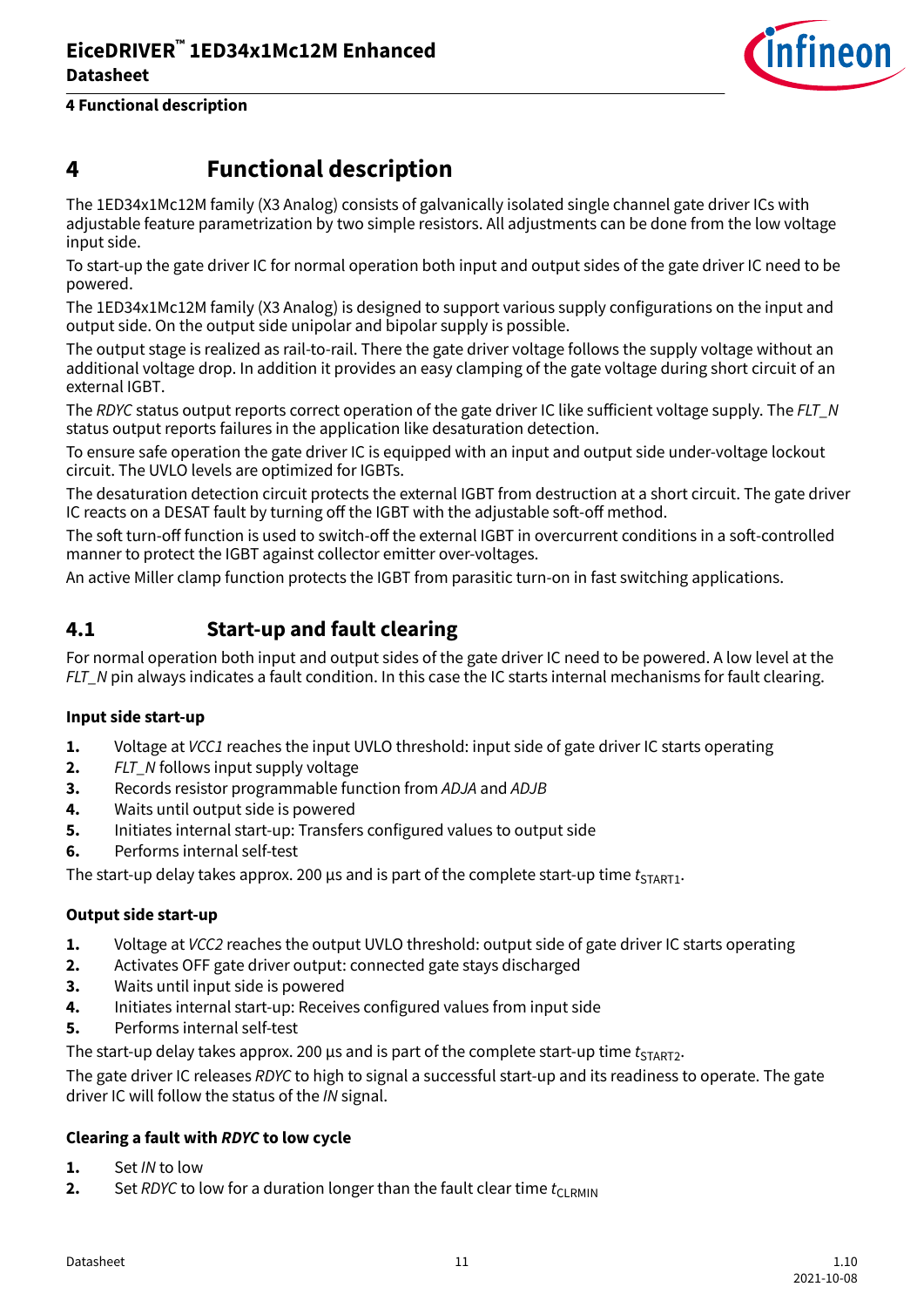# 4 Functional description

The 1ED34x1Mc12M family (X3 Analog) consists of galvanically isolated single channel gate driver ICs with adjustable feature parametrization by two simple resistors. All adjustments can be done from the low voltage input side.

To start-up the gate driver IC for normal operation both input and output sides of the gate driver IC need to be powered.

The 1ED34x1Mc12M family (X3 Analog) is designed to support various supply configurations on the input and output side. On the output side unipolar and bipolar supply is possible.

The output stage is realized as rail-to-rail. There the gate driver voltage follows the supply voltage without an additional voltage drop. In addition it provides an easy clamping of the gate voltage during short circuit of an external IGBT.

The *RDYC* status output reports correct operation of the gate driver IC like sufficient voltage supply. The *FLT_N* status output reports failures in the application like desaturation detection.

To ensure safe operation the gate driver IC is equipped with an input and output side under-voltage lockout circuit. The UVLO levels are optimized for IGBTs.

The desaturation detection circuit protects the external IGBT from destruction at a short circuit. The gate driver IC reacts on a DESAT fault by turning off the IGBT with the adjustable soft-off method.

The soft turn-off function is used to switch-off the external IGBT in overcurrent conditions in a soft-controlled manner to protect the IGBT against collector emitter over-voltages.

An active Miller clamp function protects the IGBT from parasitic turn-on in fast switching applications.

## 4.1 Start-up and fault clearing

For normal operation both input and output sides of the gate driver IC need to be powered. A low level at the *FLT_N* pin always indicates a fault condition. In this case the IC starts internal mechanisms for fault clearing.

**Input side start-up**

1. Voltage at *VCC1* reaches the input UVLO threshold: input side of gate driver IC starts operating
2. *FLT_N* follows input supply voltage
3. Records resistor programmable function from *ADJA* and *ADJB*
4. Waits until output side is powered
5. Initiates internal start-up: Transfers configured values to output side
6. Performs internal self-test

The start-up delay takes approx. 200 µs and is part of the complete start-up time $t_{START1}$.

**Output side start-up**

1. Voltage at *VCC2* reaches the output UVLO threshold: output side of gate driver IC starts operating
2. Activates OFF gate driver output: connected gate stays discharged
3. Waits until input side is powered
4. Initiates internal start-up: Receives configured values from input side
5. Performs internal self-test

The start-up delay takes approx. 200 µs and is part of the complete start-up time $t_{START2}$.

The gate driver IC releases *RDYC* to high to signal a successful start-up and its readiness to operate. The gate driver IC will follow the status of the *IN* signal.

**Clearing a fault with *RDYC* to low cycle**

1. Set *IN* to low
2. Set *RDYC* to low for a duration longer than the fault clear time $t_{CLRMIN}$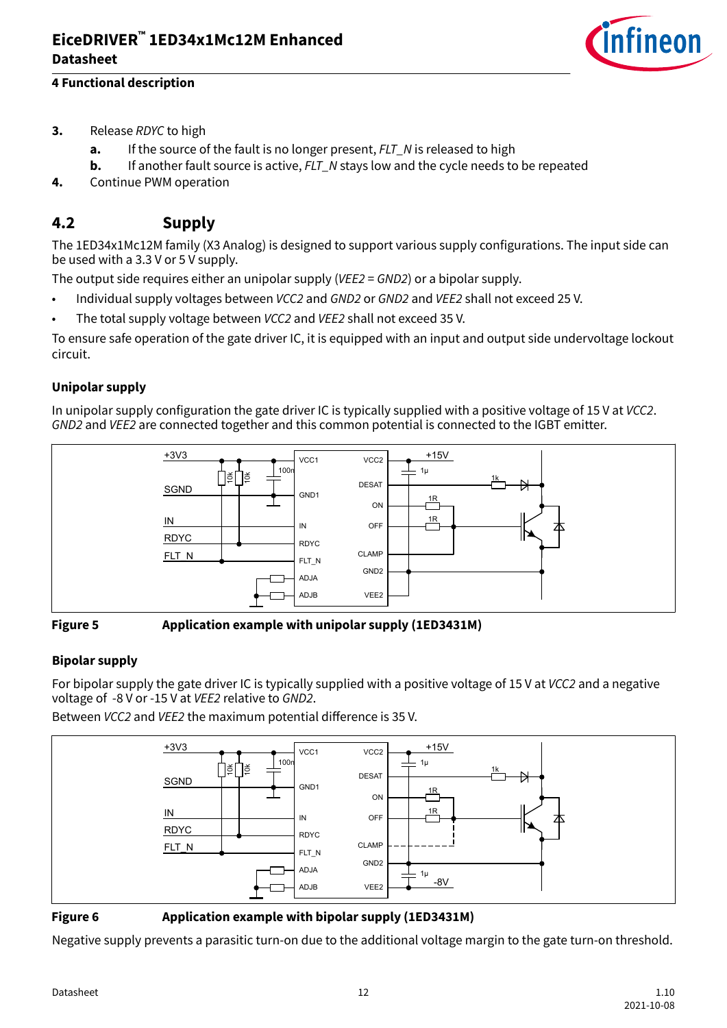3. Release *RDYC* to high
   a. If the source of the fault is no longer present, *FLT_N* is released to high
   b. If another fault source is active, *FLT_N* stays low and the cycle needs to be repeated
4. Continue PWM operation

## 4.2 Supply

The 1ED34x1Mc12M family (X3 Analog) is designed to support various supply configurations. The input side can be used with a 3.3 V or 5 V supply.

The output side requires either an unipolar supply (*VEE2* = *GND2*) or a bipolar supply.

- Individual supply voltages between *VCC2* and *GND2* or *GND2* and *VEE2* shall not exceed 25 V.
- The total supply voltage between *VCC2* and *VEE2* shall not exceed 35 V.

To ensure safe operation of the gate driver IC, it is equipped with an input and output side undervoltage lockout circuit.

### Unipolar supply

In unipolar supply configuration the gate driver IC is typically supplied with a positive voltage of 15 V at *VCC2*. *GND2* and *VEE2* are connected together and this common potential is connected to the IGBT emitter.

**Figure 5** **Application example with unipolar supply (1ED3431M)**

### Bipolar supply

For bipolar supply the gate driver IC is typically supplied with a positive voltage of 15 V at *VCC2* and a negative voltage of -8 V or -15 V at *VEE2* relative to *GND2*.

Between *VCC2* and *VEE2* the maximum potential difference is 35 V.

**Figure 6** **Application example with bipolar supply (1ED3431M)**

Negative supply prevents a parasitic turn-on due to the additional voltage margin to the gate turn-on threshold.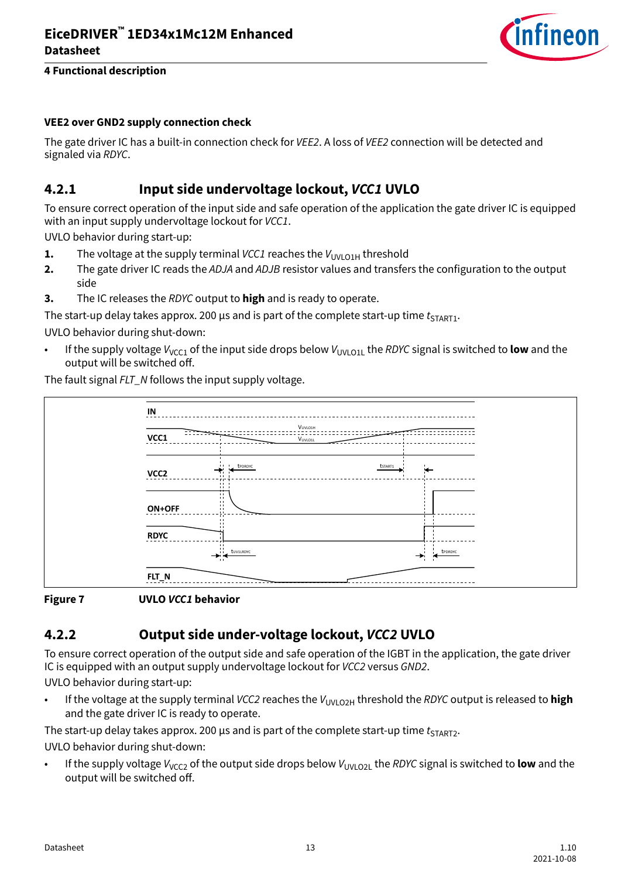**VEE2 over GND2 supply connection check**

The gate driver IC has a built-in connection check for *VEE2*. A loss of *VEE2* connection will be detected and signaled via *RDYC*.

## 4.2.1 Input side undervoltage lockout, *VCC1* UVLO

To ensure correct operation of the input side and safe operation of the application the gate driver IC is equipped with an input supply undervoltage lockout for *VCC1*.

UVLO behavior during start-up:

1. The voltage at the supply terminal *VCC1* reaches the $V_{UVLO1H}$ threshold
2. The gate driver IC reads the *ADJA* and *ADJB* resistor values and transfers the configuration to the output side
3. The IC releases the *RDYC* output to **high** and is ready to operate.

The start-up delay takes approx. 200 µs and is part of the complete start-up time $t_{START1}$.

UVLO behavior during shut-down:

- If the supply voltage $V_{VCC1}$ of the input side drops below $V_{UVLO1L}$ the *RDYC* signal is switched to **low** and the output will be switched off.

The fault signal *FLT_N* follows the input supply voltage.

**Figure 7** UVLO *VCC1* behavior

## 4.2.2 Output side under-voltage lockout, *VCC2* UVLO

To ensure correct operation of the output side and safe operation of the IGBT in the application, the gate driver IC is equipped with an output supply undervoltage lockout for *VCC2* versus *GND2*.

UVLO behavior during start-up:

- If the voltage at the supply terminal *VCC2* reaches the $V_{UVLO2H}$ threshold the *RDYC* output is released to **high** and the gate driver IC is ready to operate.

The start-up delay takes approx. 200 µs and is part of the complete start-up time $t_{START2}$.

UVLO behavior during shut-down:

- If the supply voltage $V_{VCC2}$ of the output side drops below $V_{UVLO2L}$ the *RDYC* signal is switched to **low** and the output will be switched off.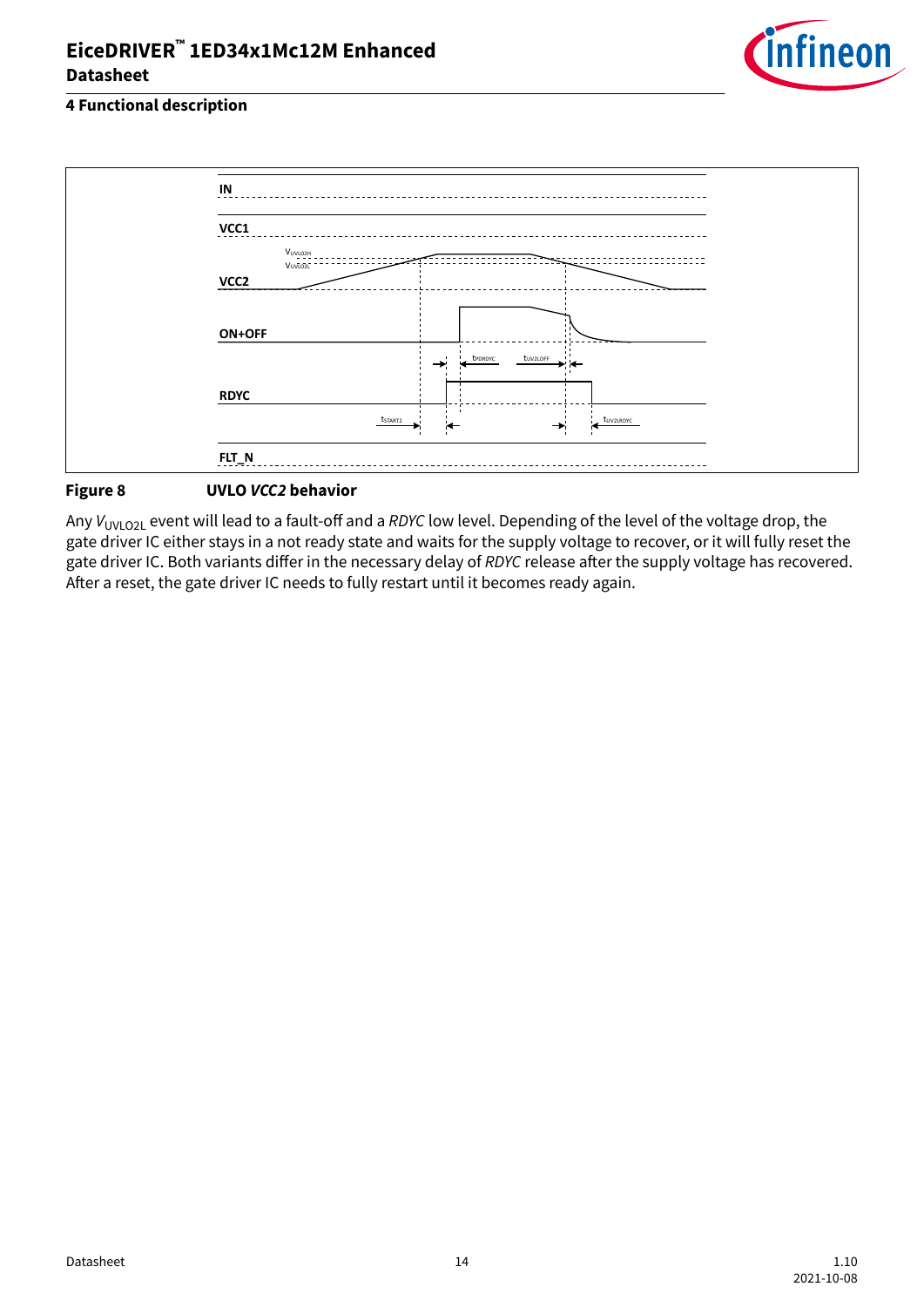**Figure 8 UVLO *VCC2* behavior**

Any $V_{UVLO2L}$ event will lead to a fault-off and a *RDYC* low level. Depending of the level of the voltage drop, the gate driver IC either stays in a not ready state and waits for the supply voltage to recover, or it will fully reset the gate driver IC. Both variants differ in the necessary delay of *RDYC* release after the supply voltage has recovered. After a reset, the gate driver IC needs to fully restart until it becomes ready again.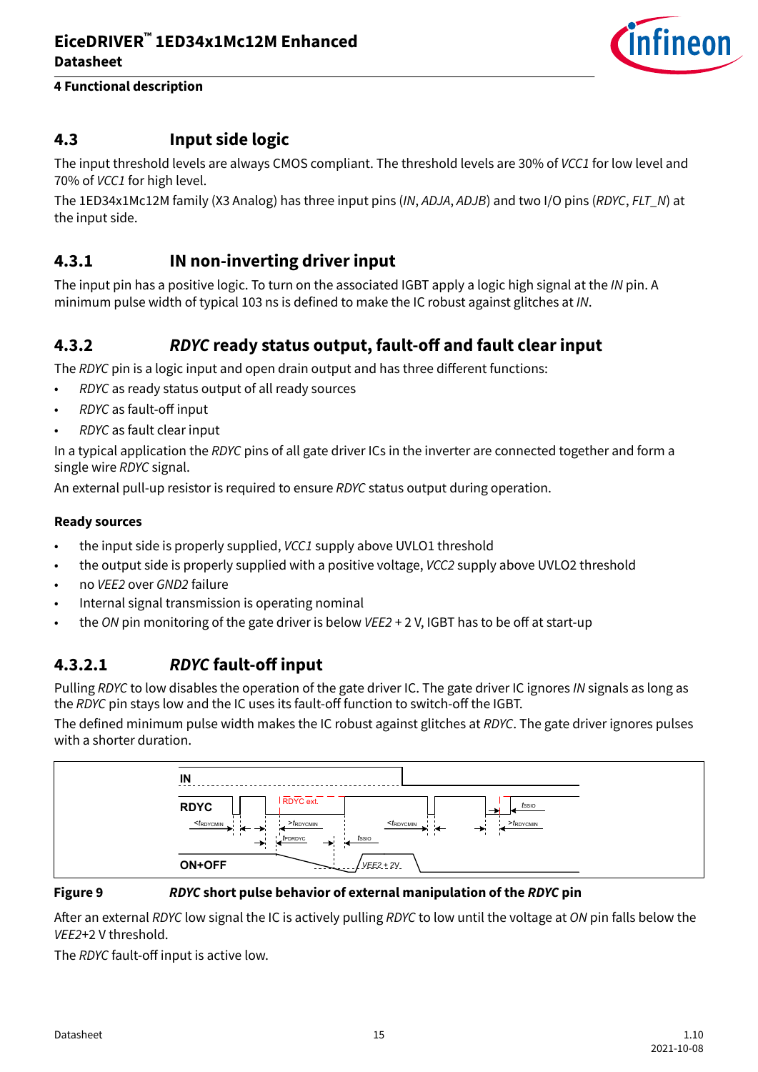## 4.3 Input side logic

The input threshold levels are always CMOS compliant. The threshold levels are 30% of *VCC1* for low level and 70% of *VCC1* for high level.

The 1ED34x1Mc12M family (X3 Analog) has three input pins (*IN*, *ADJA*, *ADJB*) and two I/O pins (*RDYC*, *FLT_N*) at the input side.

### 4.3.1 IN non-inverting driver input

The input pin has a positive logic. To turn on the associated IGBT apply a logic high signal at the *IN* pin. A minimum pulse width of typical 103 ns is defined to make the IC robust against glitches at *IN*.

### 4.3.2 *RDYC* ready status output, fault-off and fault clear input

The *RDYC* pin is a logic input and open drain output and has three different functions:

- *RDYC* as ready status output of all ready sources
- *RDYC* as fault-off input
- *RDYC* as fault clear input

In a typical application the *RDYC* pins of all gate driver ICs in the inverter are connected together and form a single wire *RDYC* signal.

An external pull-up resistor is required to ensure *RDYC* status output during operation.

**Ready sources**

- the input side is properly supplied, *VCC1* supply above UVLO1 threshold
- the output side is properly supplied with a positive voltage, *VCC2* supply above UVLO2 threshold
- no *VEE2* over *GND2* failure
- Internal signal transmission is operating nominal
- the *ON* pin monitoring of the gate driver is below *VEE2* + 2 V, IGBT has to be off at start-up

#### 4.3.2.1 *RDYC* fault-off input

Pulling *RDYC* to low disables the operation of the gate driver IC. The gate driver IC ignores *IN* signals as long as the *RDYC* pin stays low and the IC uses its fault-off function to switch-off the IGBT.

The defined minimum pulse width makes the IC robust against glitches at *RDYC*. The gate driver ignores pulses with a shorter duration.

**Figure 9** *RDYC* **short pulse behavior of external manipulation of the** *RDYC* **pin**

After an external *RDYC* low signal the IC is actively pulling *RDYC* to low until the voltage at *ON* pin falls below the *VEE2*+2 V threshold.

The *RDYC* fault-off input is active low.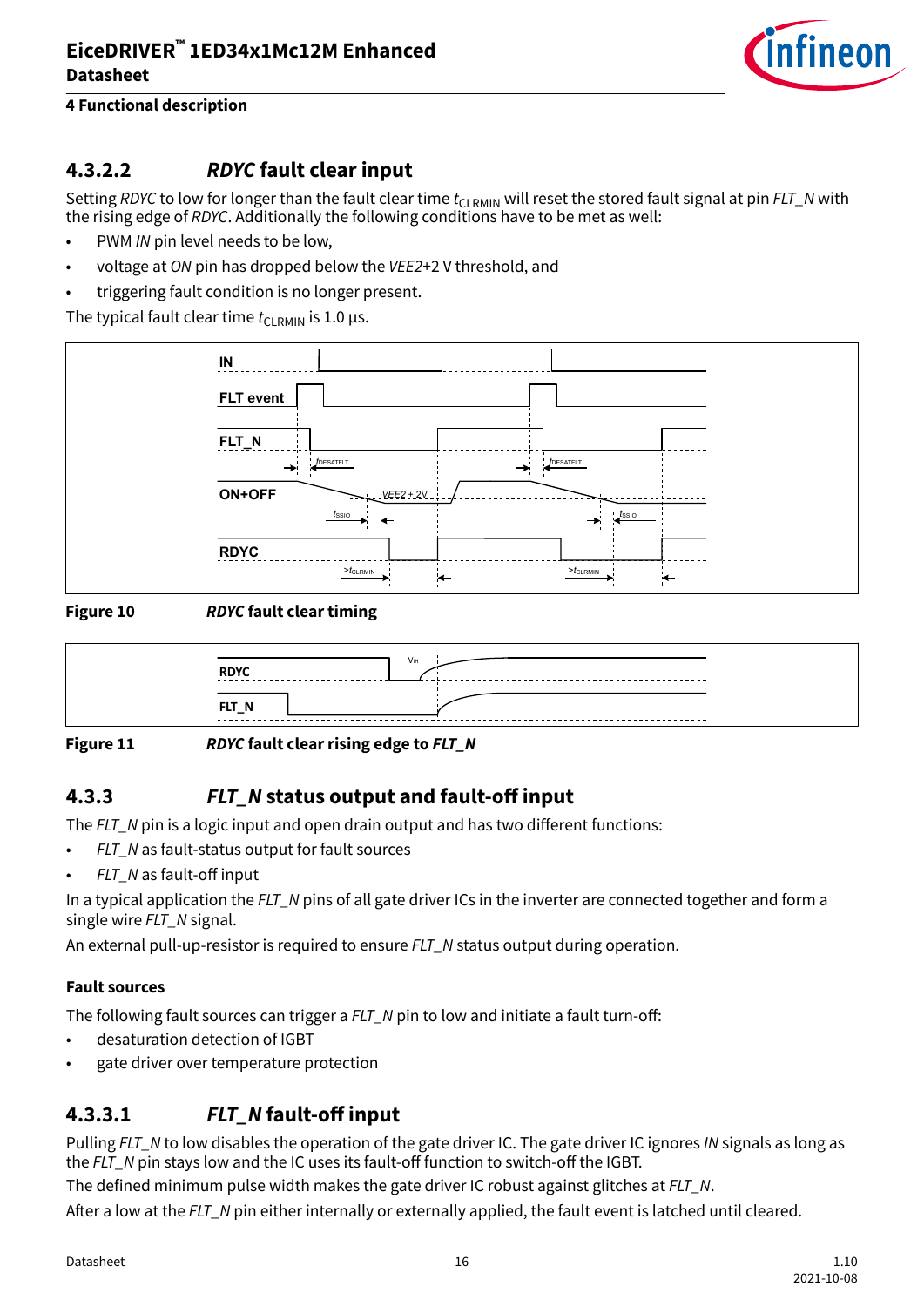### 4.3.2.2 *RDYC* fault clear input

Setting *RDYC* to low for longer than the fault clear time $t_{CLRMIN}$ will reset the stored fault signal at pin *FLT_N* with the rising edge of *RDYC*. Additionally the following conditions have to be met as well:

- PWM *IN* pin level needs to be low,
- voltage at *ON* pin has dropped below the *VEE2*+2 V threshold, and
- triggering fault condition is no longer present.

The typical fault clear time $t_{CLRMIN}$ is 1.0 µs.

**Figure 10** ***RDYC* fault clear timing**

**Figure 11** ***RDYC* fault clear rising edge to *FLT_N***

## 4.3.3 *FLT_N* status output and fault-off input

The *FLT_N* pin is a logic input and open drain output and has two different functions:

- *FLT_N* as fault-status output for fault sources
- *FLT_N* as fault-off input

In a typical application the *FLT_N* pins of all gate driver ICs in the inverter are connected together and form a single wire *FLT_N* signal.

An external pull-up-resistor is required to ensure *FLT_N* status output during operation.

#### Fault sources

The following fault sources can trigger a *FLT_N* pin to low and initiate a fault turn-off:

- desaturation detection of IGBT
- gate driver over temperature protection

### 4.3.3.1 *FLT_N* fault-off input

Pulling *FLT_N* to low disables the operation of the gate driver IC. The gate driver IC ignores *IN* signals as long as the *FLT_N* pin stays low and the IC uses its fault-off function to switch-off the IGBT.

The defined minimum pulse width makes the gate driver IC robust against glitches at *FLT_N*.

After a low at the *FLT_N* pin either internally or externally applied, the fault event is latched until cleared.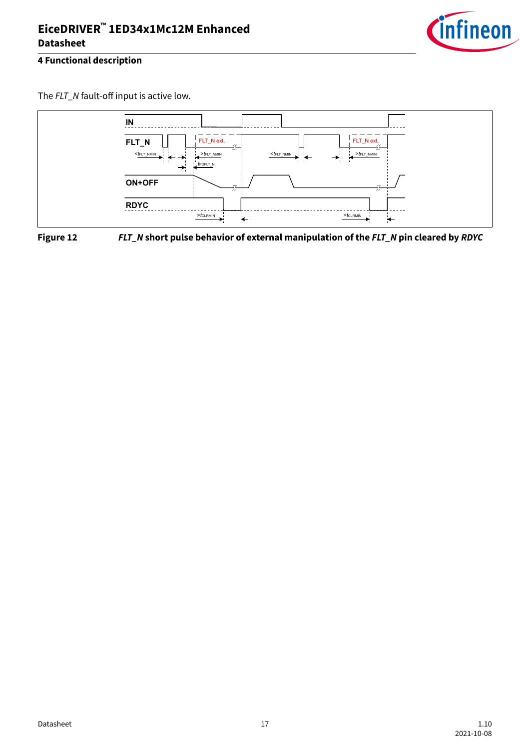The *FLT_N* fault-off input is active low.

**Figure 12** ***FLT_N* short pulse behavior of external manipulation of the *FLT_N* pin cleared by *RDYC***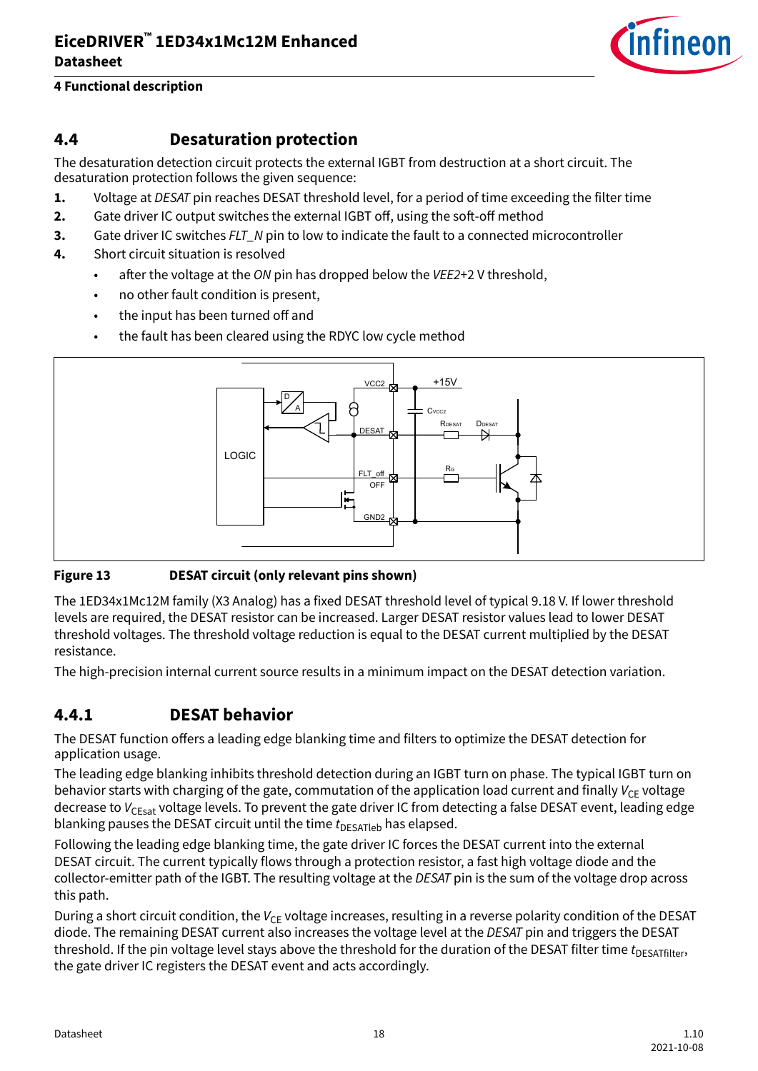## 4.4 Desaturation protection

The desaturation detection circuit protects the external IGBT from destruction at a short circuit. The desaturation protection follows the given sequence:

1. Voltage at *DESAT* pin reaches DESAT threshold level, for a period of time exceeding the filter time
2. Gate driver IC output switches the external IGBT off, using the soft-off method
3. Gate driver IC switches *FLT_N* pin to low to indicate the fault to a connected microcontroller
4. Short circuit situation is resolved
   - after the voltage at the *ON* pin has dropped below the *VEE2*+2 V threshold,
   - no other fault condition is present,
   - the input has been turned off and
   - the fault has been cleared using the RDYC low cycle method

**Figure 13 DESAT circuit (only relevant pins shown)**

The 1ED34x1Mc12M family (X3 Analog) has a fixed DESAT threshold level of typical 9.18 V. If lower threshold levels are required, the DESAT resistor can be increased. Larger DESAT resistor values lead to lower DESAT threshold voltages. The threshold voltage reduction is equal to the DESAT current multiplied by the DESAT resistance.

The high-precision internal current source results in a minimum impact on the DESAT detection variation.

### 4.4.1 DESAT behavior

The DESAT function offers a leading edge blanking time and filters to optimize the DESAT detection for application usage.

The leading edge blanking inhibits threshold detection during an IGBT turn on phase. The typical IGBT turn on behavior starts with charging of the gate, commutation of the application load current and finally $V_{CE}$ voltage decrease to $V_{CEsat}$ voltage levels. To prevent the gate driver IC from detecting a false DESAT event, leading edge blanking pauses the DESAT circuit until the time $t_{DESATleb}$ has elapsed.

Following the leading edge blanking time, the gate driver IC forces the DESAT current into the external DESAT circuit. The current typically flows through a protection resistor, a fast high voltage diode and the collector-emitter path of the IGBT. The resulting voltage at the *DESAT* pin is the sum of the voltage drop across this path.

During a short circuit condition, the $V_{CE}$ voltage increases, resulting in a reverse polarity condition of the DESAT diode. The remaining DESAT current also increases the voltage level at the *DESAT* pin and triggers the DESAT threshold. If the pin voltage level stays above the threshold for the duration of the DESAT filter time $t_{DESATfilter}$, the gate driver IC registers the DESAT event and acts accordingly.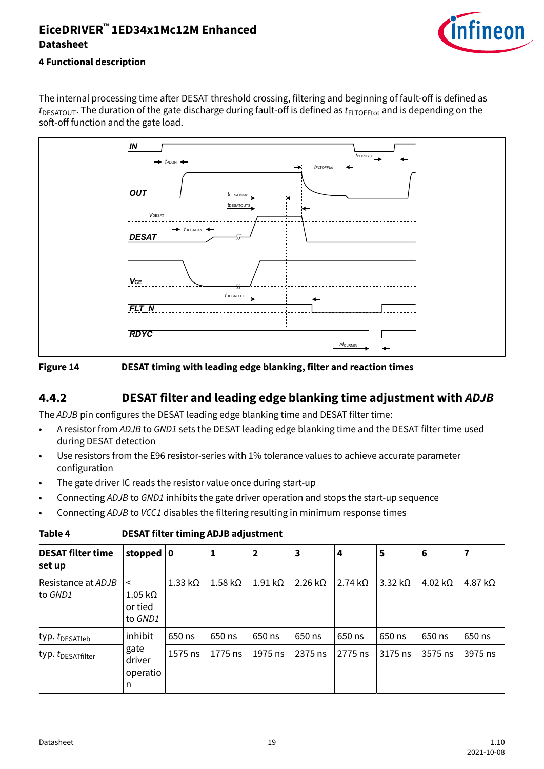The internal processing time after DESAT threshold crossing, filtering and beginning of fault-off is defined as $t_{DESATOUT}$. The duration of the gate discharge during fault-off is defined as $t_{FLTOFFtot}$ and is depending on the soft-off function and the gate load.

**Figure 14** DESAT timing with leading edge blanking, filter and reaction times

### 4.4.2 DESAT filter and leading edge blanking time adjustment with *ADJB*

The *ADJB* pin configures the DESAT leading edge blanking time and DESAT filter time:

- A resistor from *ADJB* to *GND1* sets the DESAT leading edge blanking time and the DESAT filter time used during DESAT detection
- Use resistors from the E96 resistor-series with 1% tolerance values to achieve accurate parameter configuration
- The gate driver IC reads the resistor value once during start-up
- Connecting *ADJB* to *GND1* inhibits the gate driver operation and stops the start-up sequence
- Connecting *ADJB* to *VCC1* disables the filtering resulting in minimum response times

**Table 4** DESAT filter timing ADJB adjustment

| DESAT filter time set up | stopped | 0 | 1 | 2 | 3 | 4 | 5 | 6 | 7 |
|---|---|---|---|---|---|---|---|---|---|
| Resistance at *ADJB* to *GND1* | < 1.05 kΩ or tied to *GND1* | 1.33 kΩ | 1.58 kΩ | 1.91 kΩ | 2.26 kΩ | 2.74 kΩ | 3.32 kΩ | 4.02 kΩ | 4.87 kΩ |
| typ. $t_{DESATleb}$ | inhibit gate driver operation | 650 ns | 650 ns | 650 ns | 650 ns | 650 ns | 650 ns | 650 ns | 650 ns |
| typ. $t_{DESATfilter}$ | | 1575 ns | 1775 ns | 1975 ns | 2375 ns | 2775 ns | 3175 ns | 3575 ns | 3975 ns |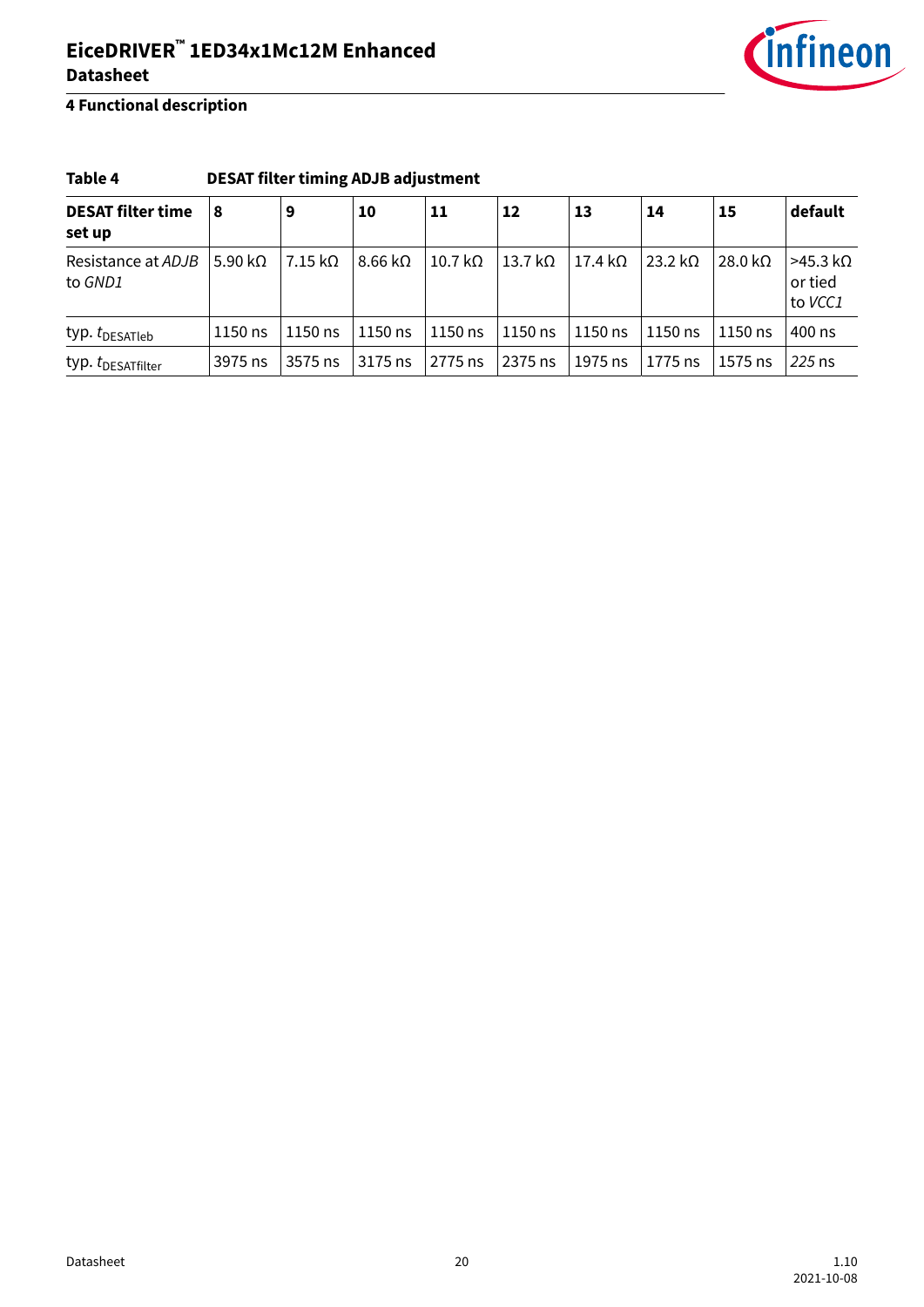**Table 4 DESAT filter timing ADJB adjustment**

| DESAT filter time set up | 8 | 9 | 10 | 11 | 12 | 13 | 14 | 15 | default |
|---|---|---|---|---|---|---|---|---|---|
| Resistance at *ADJB* to *GND1* | 5.90 kΩ | 7.15 kΩ | 8.66 kΩ | 10.7 kΩ | 13.7 kΩ | 17.4 kΩ | 23.2 kΩ | 28.0 kΩ | >45.3 kΩ or tied to *VCC1* |
| typ. $t_{DESATleb}$ | 1150 ns | 1150 ns | 1150 ns | 1150 ns | 1150 ns | 1150 ns | 1150 ns | 1150 ns | 400 ns |
| typ. $t_{DESATfilter}$ | 3975 ns | 3575 ns | 3175 ns | 2775 ns | 2375 ns | 1975 ns | 1775 ns | 1575 ns | *225* ns |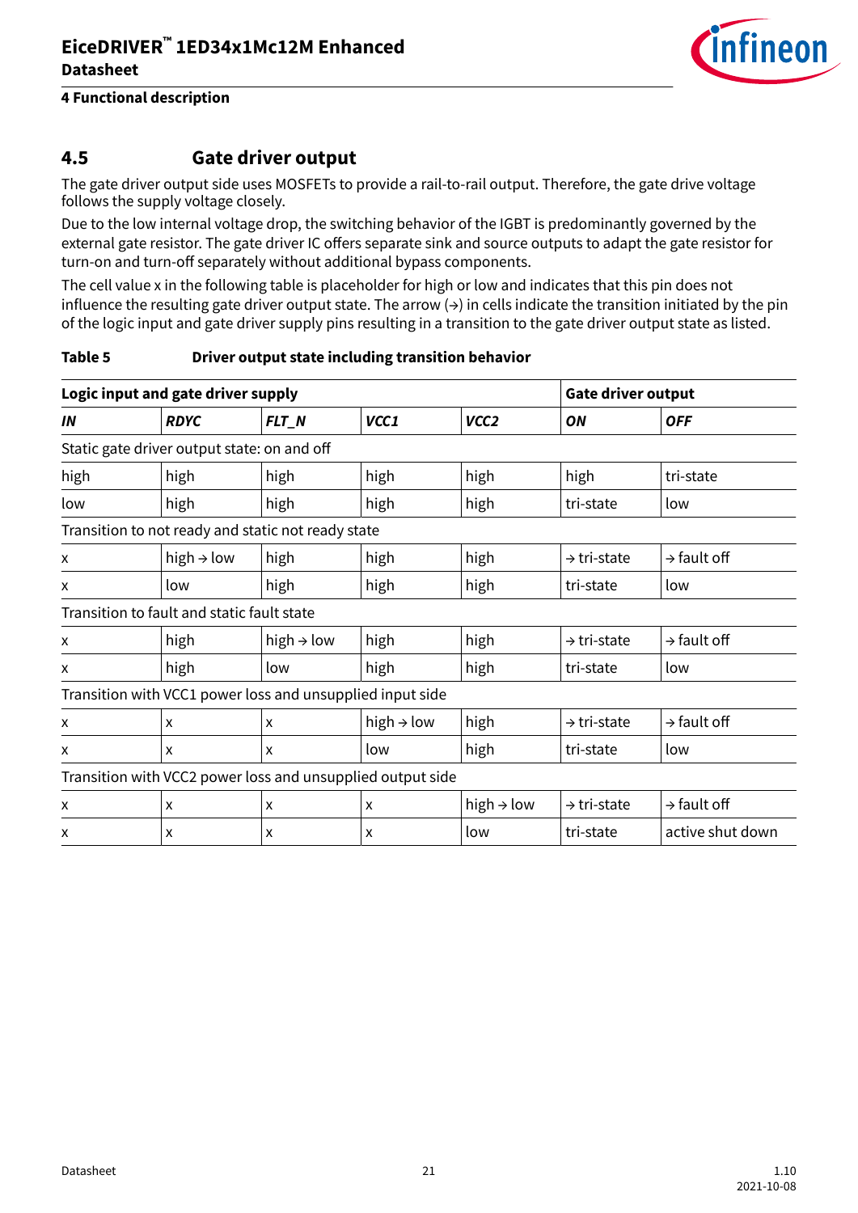## 4.5 Gate driver output

The gate driver output side uses MOSFETs to provide a rail-to-rail output. Therefore, the gate drive voltage follows the supply voltage closely.

Due to the low internal voltage drop, the switching behavior of the IGBT is predominantly governed by the external gate resistor. The gate driver IC offers separate sink and source outputs to adapt the gate resistor for turn-on and turn-off separately without additional bypass components.

The cell value x in the following table is placeholder for high or low and indicates that this pin does not influence the resulting gate driver output state. The arrow (→) in cells indicate the transition initiated by the pin of the logic input and gate driver supply pins resulting in a transition to the gate driver output state as listed.

**Table 5 Driver output state including transition behavior**

| **Logic input and gate driver supply** | | | | | **Gate driver output** | |
|---|---|---|---|---|---|---|
| ***IN*** | ***RDYC*** | ***FLT_N*** | ***VCC1*** | ***VCC2*** | ***ON*** | ***OFF*** |
| Static gate driver output state: on and off | | | | | | |
| high | high | high | high | high | high | tri-state |
| low | high | high | high | high | tri-state | low |
| Transition to not ready and static not ready state | | | | | | |
| x | high → low | high | high | high | → tri-state | → fault off |
| x | low | high | high | high | tri-state | low |
| Transition to fault and static fault state | | | | | | |
| x | high | high → low | high | high | → tri-state | → fault off |
| x | high | low | high | high | tri-state | low |
| Transition with VCC1 power loss and unsupplied input side | | | | | | |
| x | x | x | high → low | high | → tri-state | → fault off |
| x | x | x | low | high | tri-state | low |
| Transition with VCC2 power loss and unsupplied output side | | | | | | |
| x | x | x | x | high → low | → tri-state | → fault off |
| x | x | x | x | low | tri-state | active shut down |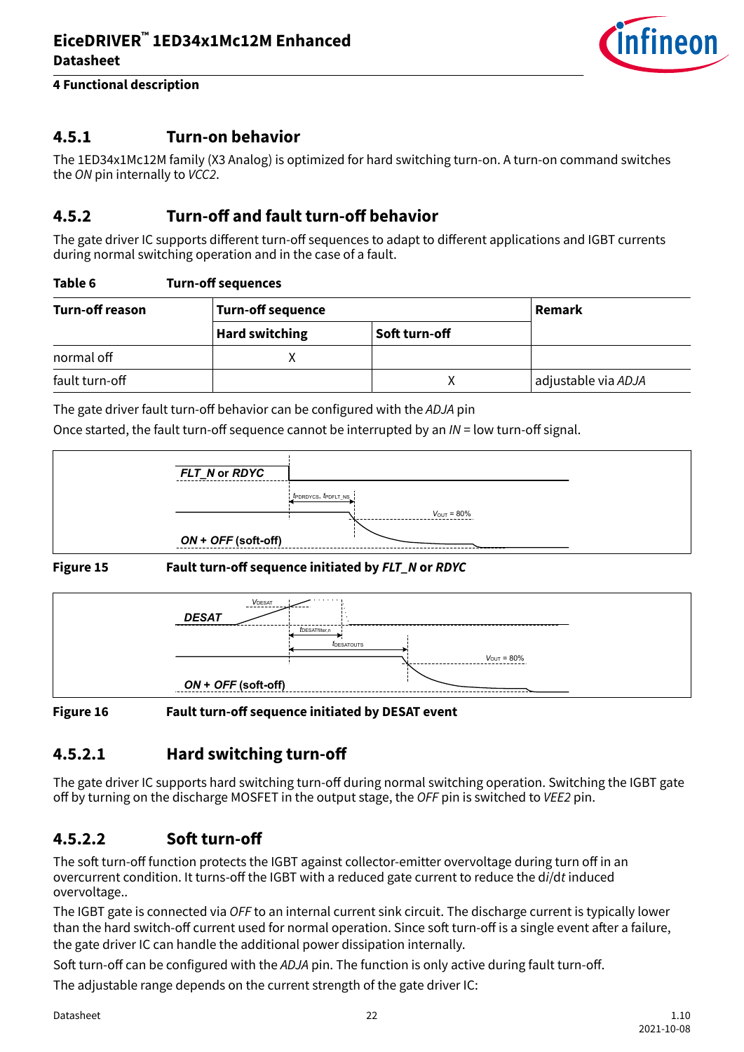### 4.5.1 Turn-on behavior

The 1ED34x1Mc12M family (X3 Analog) is optimized for hard switching turn-on. A turn-on command switches the *ON* pin internally to *VCC2*.

### 4.5.2 Turn-off and fault turn-off behavior

The gate driver IC supports different turn-off sequences to adapt to different applications and IGBT currents during normal switching operation and in the case of a fault.

**Table 6 Turn-off sequences**

| Turn-off reason | Turn-off sequence | | Remark |
|---|---|---|---|
| | Hard switching | Soft turn-off | |
| normal off | X | | |
| fault turn-off | | X | adjustable via *ADJA* |

The gate driver fault turn-off behavior can be configured with the *ADJA* pin

Once started, the fault turn-off sequence cannot be interrupted by an *IN* = low turn-off signal.

**Figure 15 Fault turn-off sequence initiated by *FLT_N* or *RDYC***

**Figure 16 Fault turn-off sequence initiated by DESAT event**

#### 4.5.2.1 Hard switching turn-off

The gate driver IC supports hard switching turn-off during normal switching operation. Switching the IGBT gate off by turning on the discharge MOSFET in the output stage, the *OFF* pin is switched to *VEE2* pin.

#### 4.5.2.2 Soft turn-off

The soft turn-off function protects the IGBT against collector-emitter overvoltage during turn off in an overcurrent condition. It turns-off the IGBT with a reduced gate current to reduce the d*i*/d*t* induced overvoltage..

The IGBT gate is connected via *OFF* to an internal current sink circuit. The discharge current is typically lower than the hard switch-off current used for normal operation. Since soft turn-off is a single event after a failure, the gate driver IC can handle the additional power dissipation internally.

Soft turn-off can be configured with the *ADJA* pin. The function is only active during fault turn-off.

The adjustable range depends on the current strength of the gate driver IC: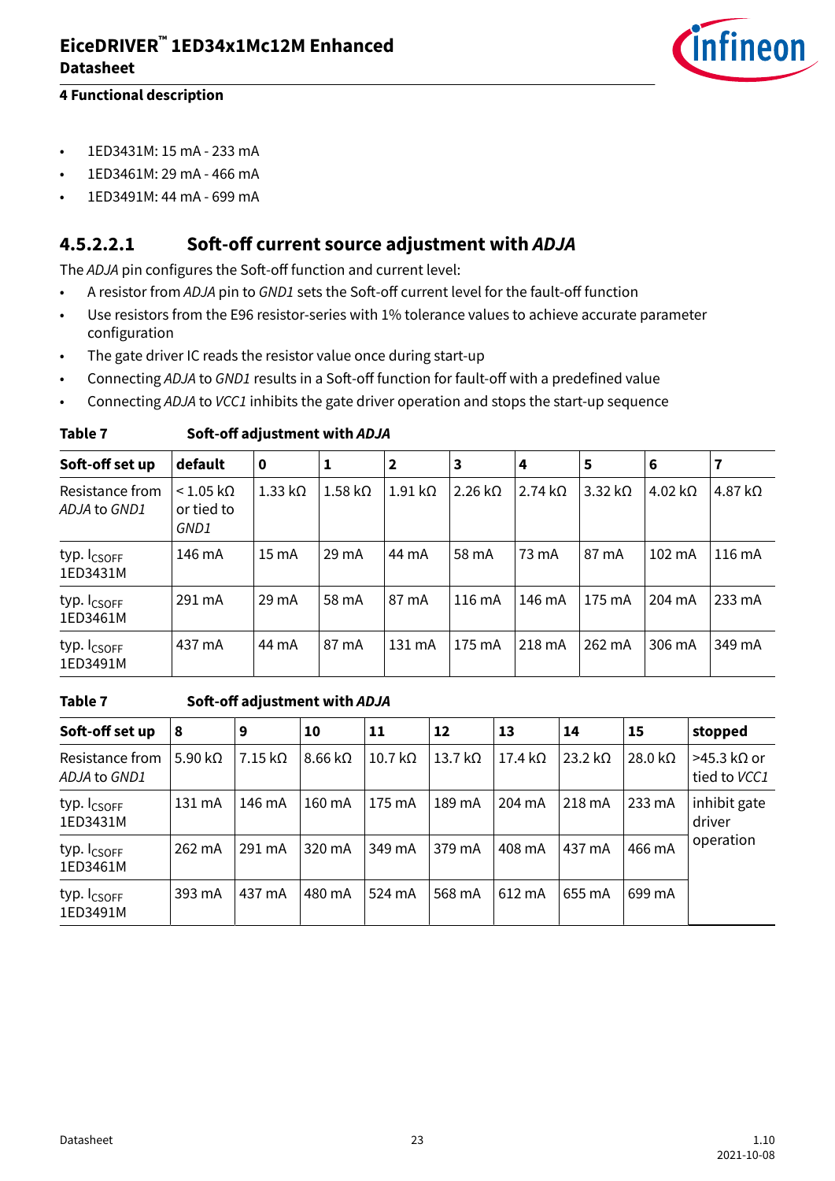- 1ED3431M: 15 mA - 233 mA
- 1ED3461M: 29 mA - 466 mA
- 1ED3491M: 44 mA - 699 mA

#### 4.5.2.2.1 Soft-off current source adjustment with *ADJA*

The *ADJA* pin configures the Soft-off function and current level:

- A resistor from *ADJA* pin to *GND1* sets the Soft-off current level for the fault-off function
- Use resistors from the E96 resistor-series with 1% tolerance values to achieve accurate parameter configuration
- The gate driver IC reads the resistor value once during start-up
- Connecting *ADJA* to *GND1* results in a Soft-off function for fault-off with a predefined value
- Connecting *ADJA* to *VCC1* inhibits the gate driver operation and stops the start-up sequence

**Table 7 Soft-off adjustment with *ADJA***

| Soft-off set up | default | 0 | 1 | 2 | 3 | 4 | 5 | 6 | 7 |
|---|---|---|---|---|---|---|---|---|---|
| Resistance from *ADJA* to *GND1* | < 1.05 kΩ or tied to *GND1* | 1.33 kΩ | 1.58 kΩ | 1.91 kΩ | 2.26 kΩ | 2.74 kΩ | 3.32 kΩ | 4.02 kΩ | 4.87 kΩ |
| typ. $I_{CSOFF}$ 1ED3431M | 146 mA | 15 mA | 29 mA | 44 mA | 58 mA | 73 mA | 87 mA | 102 mA | 116 mA |
| typ. $I_{CSOFF}$ 1ED3461M | 291 mA | 29 mA | 58 mA | 87 mA | 116 mA | 146 mA | 175 mA | 204 mA | 233 mA |
| typ. $I_{CSOFF}$ 1ED3491M | 437 mA | 44 mA | 87 mA | 131 mA | 175 mA | 218 mA | 262 mA | 306 mA | 349 mA |

**Table 7 Soft-off adjustment with *ADJA***

| Soft-off set up | 8 | 9 | 10 | 11 | 12 | 13 | 14 | 15 | stopped |
|---|---|---|---|---|---|---|---|---|---|
| Resistance from *ADJA* to *GND1* | 5.90 kΩ | 7.15 kΩ | 8.66 kΩ | 10.7 kΩ | 13.7 kΩ | 17.4 kΩ | 23.2 kΩ | 28.0 kΩ | >45.3 kΩ or tied to *VCC1* |
| typ. $I_{CSOFF}$ 1ED3431M | 131 mA | 146 mA | 160 mA | 175 mA | 189 mA | 204 mA | 218 mA | 233 mA | inhibit gate driver operation |
| typ. $I_{CSOFF}$ 1ED3461M | 262 mA | 291 mA | 320 mA | 349 mA | 379 mA | 408 mA | 437 mA | 466 mA | |
| typ. $I_{CSOFF}$ 1ED3491M | 393 mA | 437 mA | 480 mA | 524 mA | 568 mA | 612 mA | 655 mA | 699 mA | |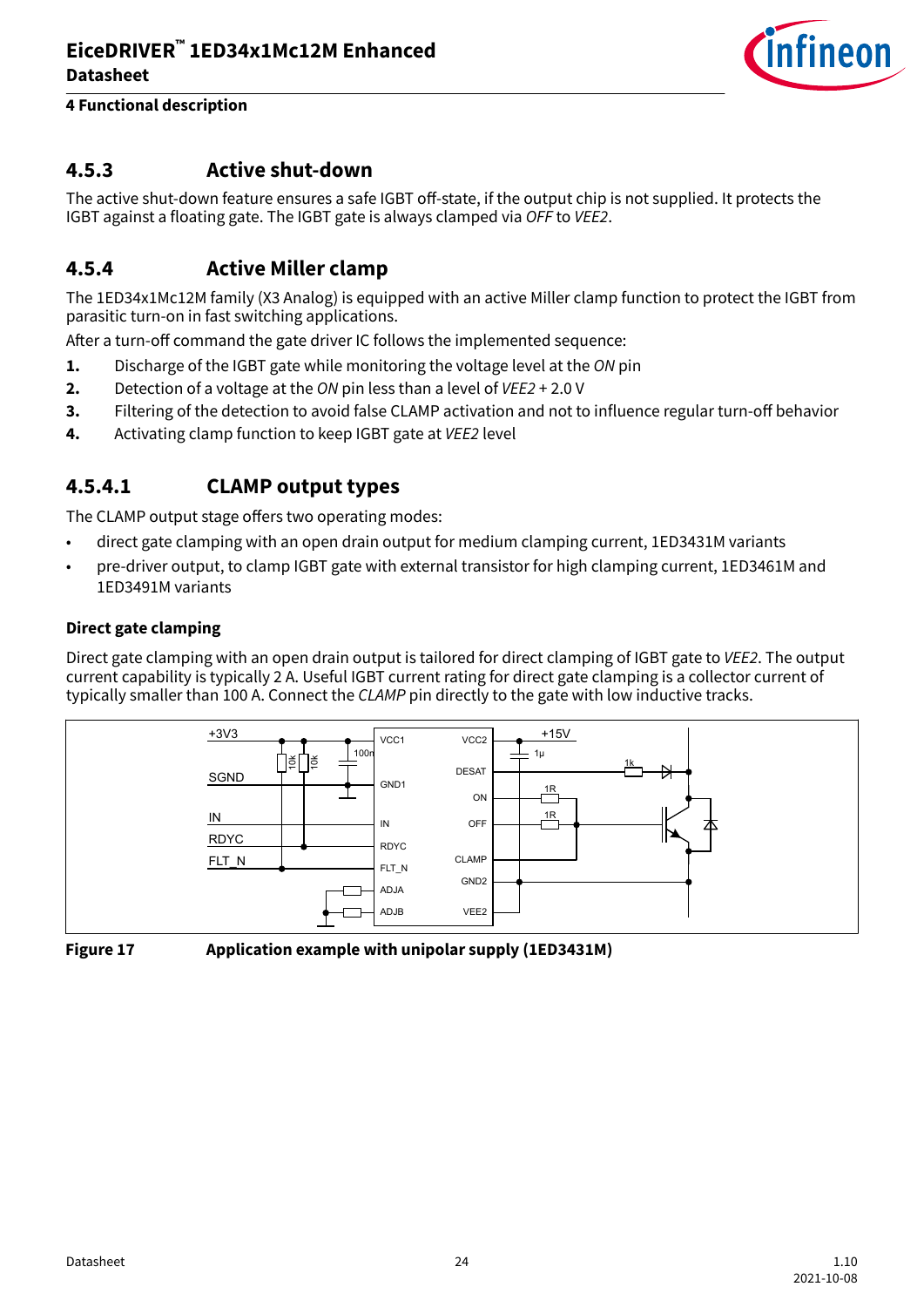### 4.5.3 Active shut-down

The active shut-down feature ensures a safe IGBT off-state, if the output chip is not supplied. It protects the IGBT against a floating gate. The IGBT gate is always clamped via *OFF* to *VEE2*.

### 4.5.4 Active Miller clamp

The 1ED34x1Mc12M family (X3 Analog) is equipped with an active Miller clamp function to protect the IGBT from parasitic turn-on in fast switching applications.

After a turn-off command the gate driver IC follows the implemented sequence:

1. Discharge of the IGBT gate while monitoring the voltage level at the *ON* pin
2. Detection of a voltage at the *ON* pin less than a level of *VEE2* + 2.0 V
3. Filtering of the detection to avoid false CLAMP activation and not to influence regular turn-off behavior
4. Activating clamp function to keep IGBT gate at *VEE2* level

#### 4.5.4.1 CLAMP output types

The CLAMP output stage offers two operating modes:

- direct gate clamping with an open drain output for medium clamping current, 1ED3431M variants
- pre-driver output, to clamp IGBT gate with external transistor for high clamping current, 1ED3461M and 1ED3491M variants

**Direct gate clamping**

Direct gate clamping with an open drain output is tailored for direct clamping of IGBT gate to *VEE2*. The output current capability is typically 2 A. Useful IGBT current rating for direct gate clamping is a collector current of typically smaller than 100 A. Connect the *CLAMP* pin directly to the gate with low inductive tracks.

**Figure 17** Application example with unipolar supply (1ED3431M)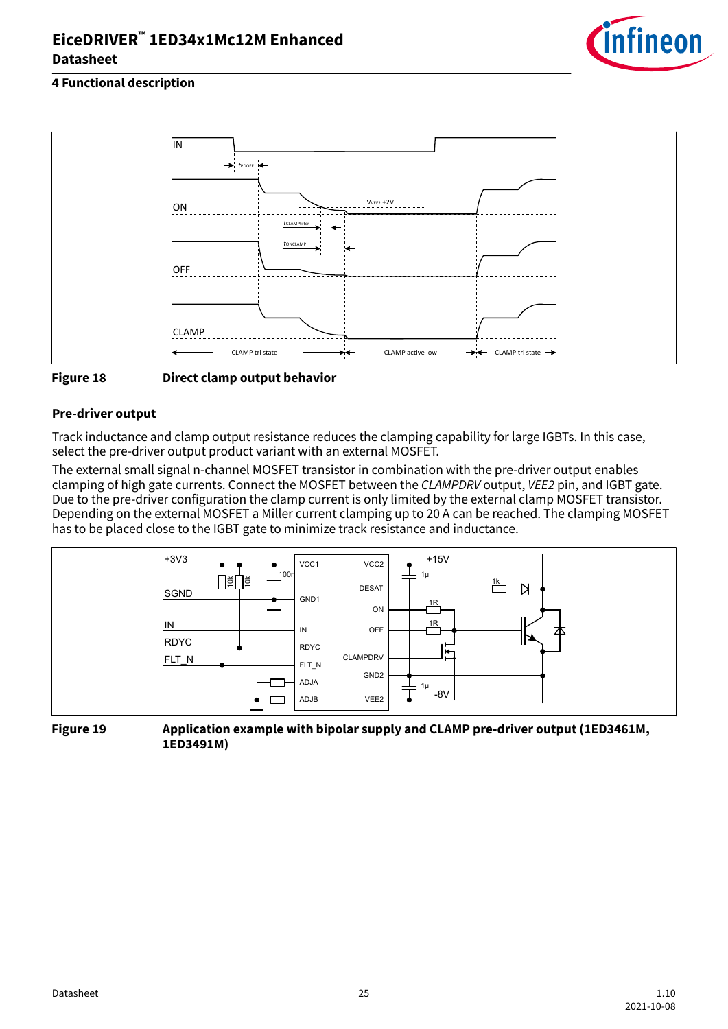Figure 18 Direct clamp output behavior

**Pre-driver output**

Track inductance and clamp output resistance reduces the clamping capability for large IGBTs. In this case, select the pre-driver output product variant with an external MOSFET.

The external small signal n-channel MOSFET transistor in combination with the pre-driver output enables clamping of high gate currents. Connect the MOSFET between the *CLAMPDRV* output, *VEE2* pin, and IGBT gate. Due to the pre-driver configuration the clamp current is only limited by the external clamp MOSFET transistor. Depending on the external MOSFET a Miller current clamping up to 20 A can be reached. The clamping MOSFET has to be placed close to the IGBT gate to minimize track resistance and inductance.

Figure 19 Application example with bipolar supply and CLAMP pre-driver output (1ED3461M, 1ED3491M)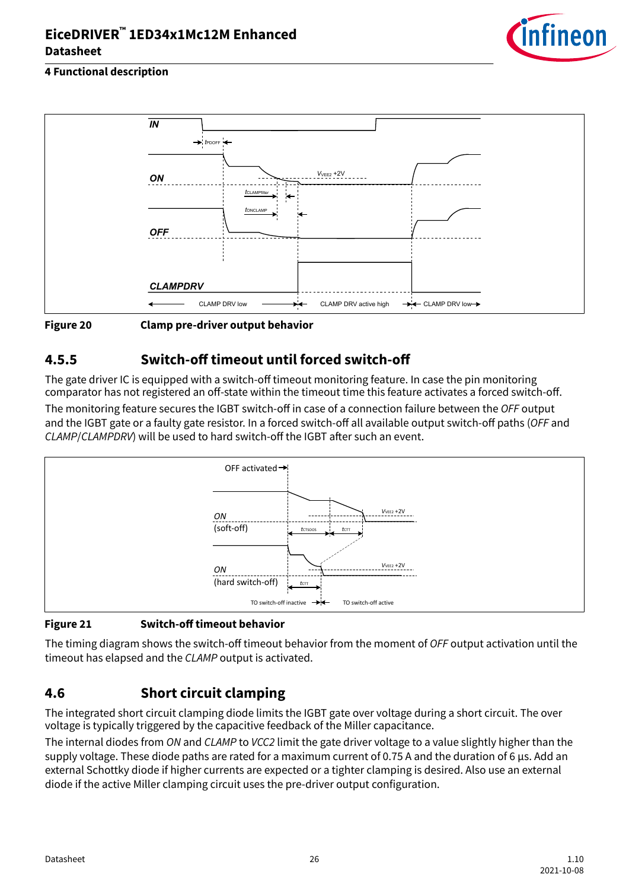**Figure 20** Clamp pre-driver output behavior

### 4.5.5 Switch-off timeout until forced switch-off

The gate driver IC is equipped with a switch-off timeout monitoring feature. In case the pin monitoring comparator has not registered an off-state within the timeout time this feature activates a forced switch-off.

The monitoring feature secures the IGBT switch-off in case of a connection failure between the *OFF* output and the IGBT gate or a faulty gate resistor. In a forced switch-off all available output switch-off paths (*OFF* and *CLAMP*/*CLAMPDRV*) will be used to hard switch-off the IGBT after such an event.

**Figure 21** Switch-off timeout behavior

The timing diagram shows the switch-off timeout behavior from the moment of *OFF* output activation until the timeout has elapsed and the *CLAMP* output is activated.

## 4.6 Short circuit clamping

The integrated short circuit clamping diode limits the IGBT gate over voltage during a short circuit. The over voltage is typically triggered by the capacitive feedback of the Miller capacitance.

The internal diodes from *ON* and *CLAMP* to *VCC2* limit the gate driver voltage to a value slightly higher than the supply voltage. These diode paths are rated for a maximum current of 0.75 A and the duration of 6 µs. Add an external Schottky diode if higher currents are expected or a tighter clamping is desired. Also use an external diode if the active Miller clamping circuit uses the pre-driver output configuration.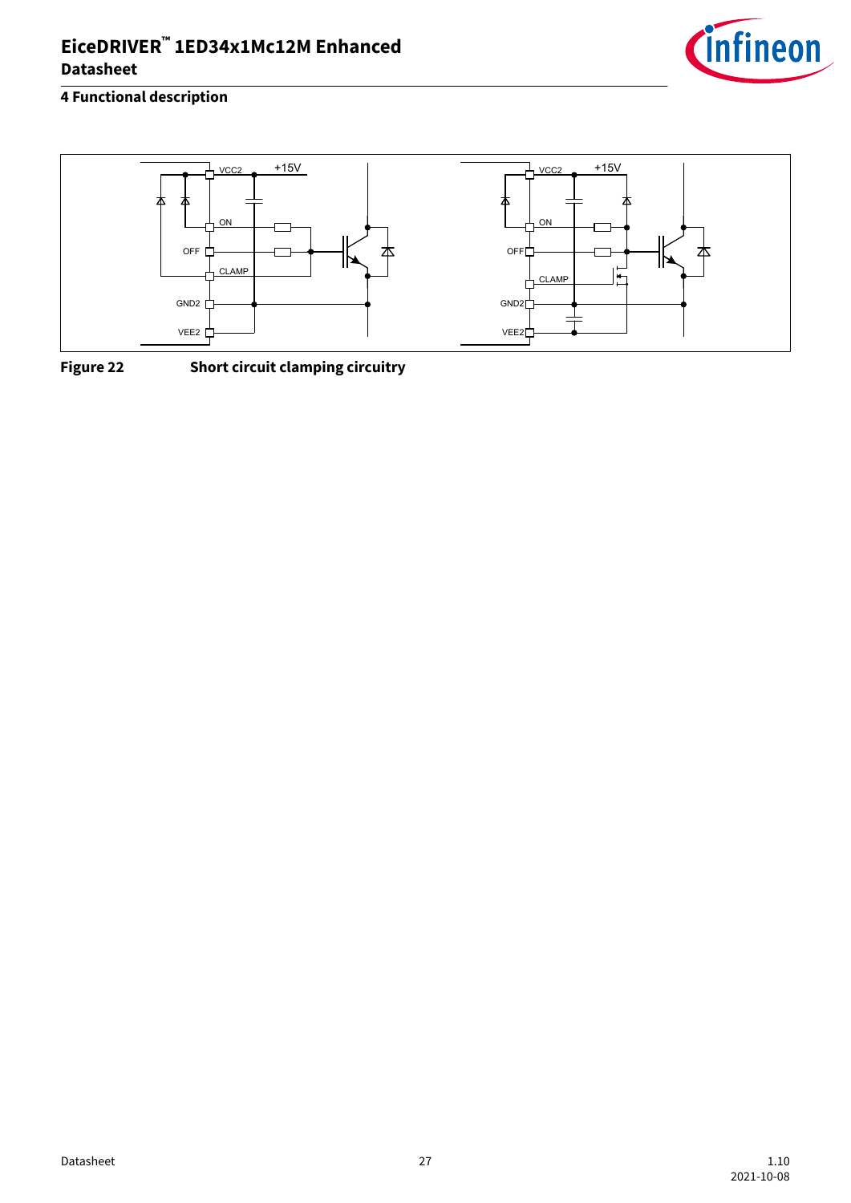## 4 Functional description

VCC2 +15V ON OFF CLAMP GND2 VEE2

VCC2 +15V ON OFF CLAMP GND2 VEE2

**Figure 22** **Short circuit clamping circuitry**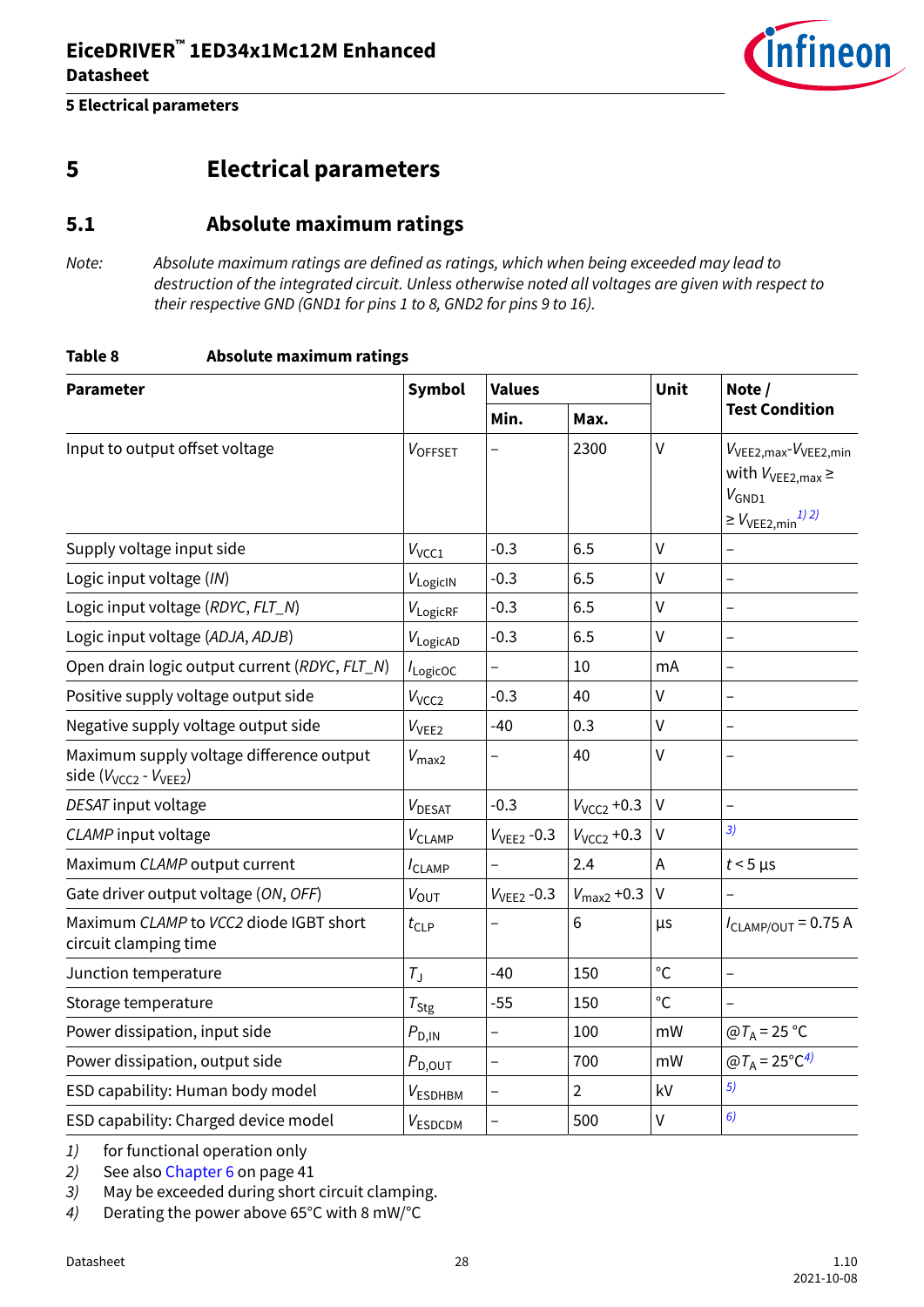# 5 Electrical parameters

## 5.1 Absolute maximum ratings

*Note: Absolute maximum ratings are defined as ratings, which when being exceeded may lead to destruction of the integrated circuit. Unless otherwise noted all voltages are given with respect to their respective GND (GND1 for pins 1 to 8, GND2 for pins 9 to 16).*

**Table 8 Absolute maximum ratings**

| Parameter | Symbol | Values | | Unit | Note / Test Condition |
|---|---|---|---|---|---|
| | | Min. | Max. | | |
| Input to output offset voltage | $V_{OFFSET}$ | – | 2300 | V | $V_{VEE2,max}$-$V_{VEE2,min}$ with $V_{VEE2,max} \geq V_{GND1} \geq V_{VEE2,min}$ [1) 2)] |
| Supply voltage input side | $V_{VCC1}$ | -0.3 | 6.5 | V | – |
| Logic input voltage (*IN*) | $V_{LogicIN}$ | -0.3 | 6.5 | V | – |
| Logic input voltage (*RDYC*, *FLT_N*) | $V_{LogicRF}$ | -0.3 | 6.5 | V | – |
| Logic input voltage (*ADJA*, *ADJB*) | $V_{LogicAD}$ | -0.3 | 6.5 | V | – |
| Open drain logic output current (*RDYC*, *FLT_N*) | $I_{LogicOC}$ | – | 10 | mA | – |
| Positive supply voltage output side | $V_{VCC2}$ | -0.3 | 40 | V | – |
| Negative supply voltage output side | $V_{VEE2}$ | -40 | 0.3 | V | – |
| Maximum supply voltage difference output side ($V_{VCC2}$ - $V_{VEE2}$) | $V_{max2}$ | – | 40 | V | – |
| *DESAT* input voltage | $V_{DESAT}$ | -0.3 | $V_{VCC2}$ +0.3 | V | – |
| *CLAMP* input voltage | $V_{CLAMP}$ | $V_{VEE2}$ -0.3 | $V_{VCC2}$ +0.3 | V | [3)] |
| Maximum *CLAMP* output current | $I_{CLAMP}$ | – | 2.4 | A | $t < 5$ µs |
| Gate driver output voltage (*ON*, *OFF*) | $V_{OUT}$ | $V_{VEE2}$ -0.3 | $V_{max2}$ +0.3 | V | – |
| Maximum *CLAMP* to *VCC2* diode IGBT short circuit clamping time | $t_{CLP}$ | – | 6 | µs | $I_{CLAMP/OUT}$ = 0.75 A |
| Junction temperature | $T_J$ | -40 | 150 | °C | – |
| Storage temperature | $T_{Stg}$ | -55 | 150 | °C | – |
| Power dissipation, input side | $P_{D,IN}$ | – | 100 | mW | @$T_A$ = 25 °C |
| Power dissipation, output side | $P_{D,OUT}$ | – | 700 | mW | @$T_A$ = 25°C [4)] |
| ESD capability: Human body model | $V_{ESDHBM}$ | – | 2 | kV | [5)] |
| ESD capability: Charged device model | $V_{ESDCDM}$ | – | 500 | V | [6)] |

1) for functional operation only
2) See also Chapter 6 on page 41
3) May be exceeded during short circuit clamping.
4) Derating the power above 65°C with 8 mW/°C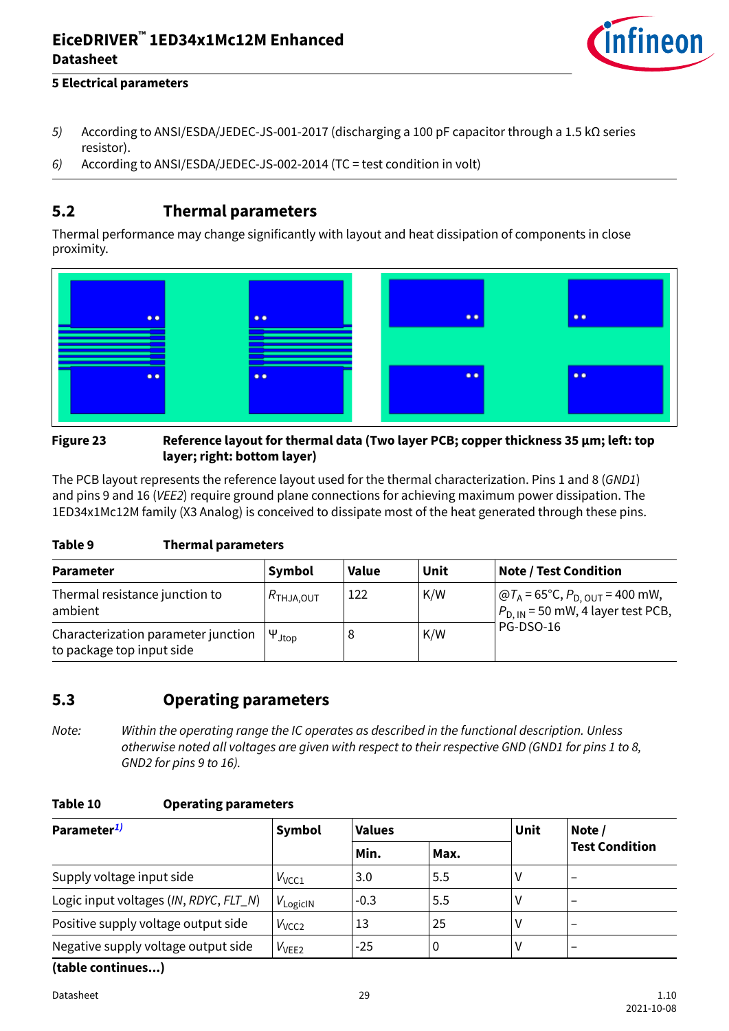5) According to ANSI/ESDA/JEDEC-JS-001-2017 (discharging a 100 pF capacitor through a 1.5 kΩ series resistor).
6) According to ANSI/ESDA/JEDEC-JS-002-2014 (TC = test condition in volt)

## 5.2 Thermal parameters

Thermal performance may change significantly with layout and heat dissipation of components in close proximity.

**Figure 23 Reference layout for thermal data (Two layer PCB; copper thickness 35 µm; left: top layer; right: bottom layer)**

The PCB layout represents the reference layout used for the thermal characterization. Pins 1 and 8 (*GND1*) and pins 9 and 16 (*VEE2*) require ground plane connections for achieving maximum power dissipation. The 1ED34x1Mc12M family (X3 Analog) is conceived to dissipate most of the heat generated through these pins.

**Table 9 Thermal parameters**

| Parameter | Symbol | Value | Unit | Note / Test Condition |
|---|---|---|---|---|
| Thermal resistance junction to ambient | $R_{THJA,OUT}$ | 122 | K/W | @$T_A$ = 65°C, $P_{D,OUT}$ = 400 mW, $P_{D,IN}$ = 50 mW, 4 layer test PCB, PG-DSO-16 |
| Characterization parameter junction to package top input side | $\Psi_{Jtop}$ | 8 | K/W | |

## 5.3 Operating parameters

*Note: Within the operating range the IC operates as described in the functional description. Unless otherwise noted all voltages are given with respect to their respective GND (GND1 for pins 1 to 8, GND2 for pins 9 to 16).*

**Table 10 Operating parameters**

| Parameter[1] | Symbol | Values | | Unit | Note / Test Condition |
|---|---|---|---|---|---|
| | | Min. | Max. | | |
| Supply voltage input side | $V_{VCC1}$ | 3.0 | 5.5 | V | – |
| Logic input voltages (*IN*, *RDYC*, *FLT_N*) | $V_{LogicIN}$ | -0.3 | 5.5 | V | – |
| Positive supply voltage output side | $V_{VCC2}$ | 13 | 25 | V | – |
| Negative supply voltage output side | $V_{VEE2}$ | -25 | 0 | V | – |

**(table continues...)**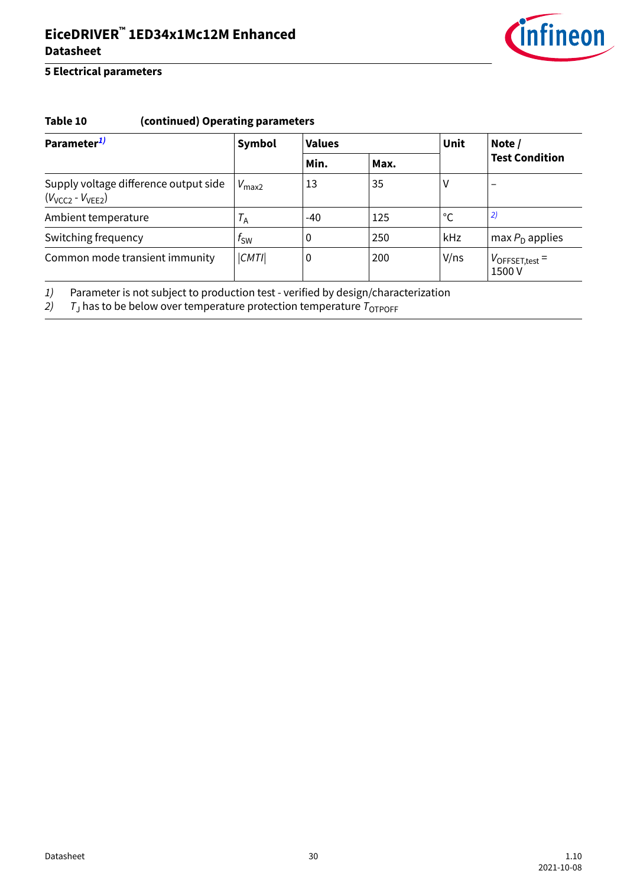**Table 10 (continued) Operating parameters**

| Parameter[1] | Symbol | Values | | Unit | Note / Test Condition |
|---|---|---|---|---|---|
| | | Min. | Max. | | |
| Supply voltage difference output side ($V_{VCC2}$ - $V_{VEE2}$) | $V_{max2}$ | 13 | 35 | V | – |
| Ambient temperature | $T_A$ | -40 | 125 | °C | [2] |
| Switching frequency | $f_{SW}$ | 0 | 250 | kHz | max $P_D$ applies |
| Common mode transient immunity | $\|CMTI\|$ | 0 | 200 | V/ns | $V_{OFFSET,test}$ = 1500 V |

1) Parameter is not subject to production test - verified by design/characterization
2) $T_J$ has to be below over temperature protection temperature $T_{OTPOFF}$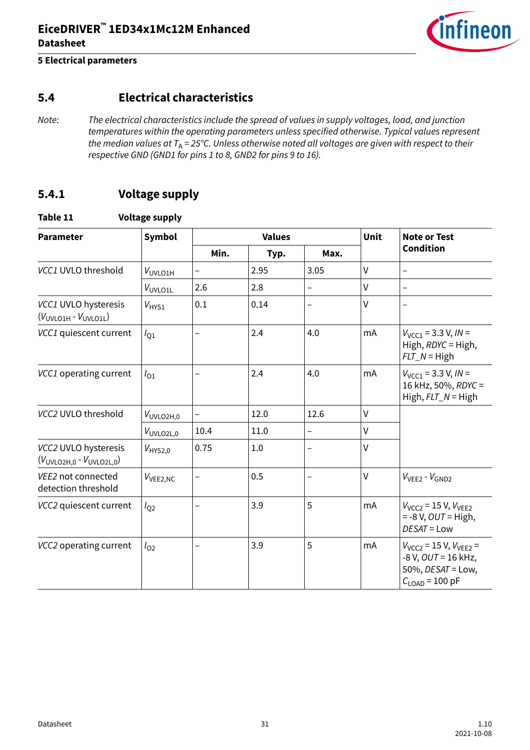## 5.4 Electrical characteristics

*Note: The electrical characteristics include the spread of values in supply voltages, load, and junction temperatures within the operating parameters unless specified otherwise. Typical values represent the median values at $T_A$ = 25°C. Unless otherwise noted all voltages are given with respect to their respective GND (GND1 for pins 1 to 8, GND2 for pins 9 to 16).*

### 5.4.1 Voltage supply

**Table 11 Voltage supply**

| Parameter | Symbol | Values | | | Unit | Note or Test Condition |
|---|---|---|---|---|---|---|
| | | Min. | Typ. | Max. | | |
| *VCC1* UVLO threshold | $V_{UVLO1H}$ | – | 2.95 | 3.05 | V | – |
| | $V_{UVLO1L}$ | 2.6 | 2.8 | – | V | – |
| *VCC1* UVLO hysteresis ($V_{UVLO1H}$ - $V_{UVLO1L}$) | $V_{HYS1}$ | 0.1 | 0.14 | – | V | – |
| *VCC1* quiescent current | $I_{Q1}$ | – | 2.4 | 4.0 | mA | $V_{VCC1}$ = 3.3 V, *IN* = High, *RDYC* = High, *FLT_N* = High |
| *VCC1* operating current | $I_{O1}$ | – | 2.4 | 4.0 | mA | $V_{VCC1}$ = 3.3 V, *IN* = 16 kHz, 50%, *RDYC* = High, *FLT_N* = High |
| *VCC2* UVLO threshold | $V_{UVLO2H,0}$ | – | 12.0 | 12.6 | V | |
| | $V_{UVLO2L,0}$ | 10.4 | 11.0 | – | V | |
| *VCC2* UVLO hysteresis ($V_{UVLO2H,0}$ - $V_{UVLO2L,0}$) | $V_{HYS2,0}$ | 0.75 | 1.0 | – | V | |
| *VEE2* not connected detection threshold | $V_{VEE2,NC}$ | – | 0.5 | – | V | $V_{VEE2}$ - $V_{GND2}$ |
| *VCC2* quiescent current | $I_{Q2}$ | – | 3.9 | 5 | mA | $V_{VCC2}$ = 15 V, $V_{VEE2}$ = -8 V, *OUT* = High, *DESAT* = Low |
| *VCC2* operating current | $I_{O2}$ | – | 3.9 | 5 | mA | $V_{VCC2}$ = 15 V, $V_{VEE2}$ = -8 V, *OUT* = 16 kHz, 50%, *DESAT* = Low, $C_{LOAD}$ = 100 pF |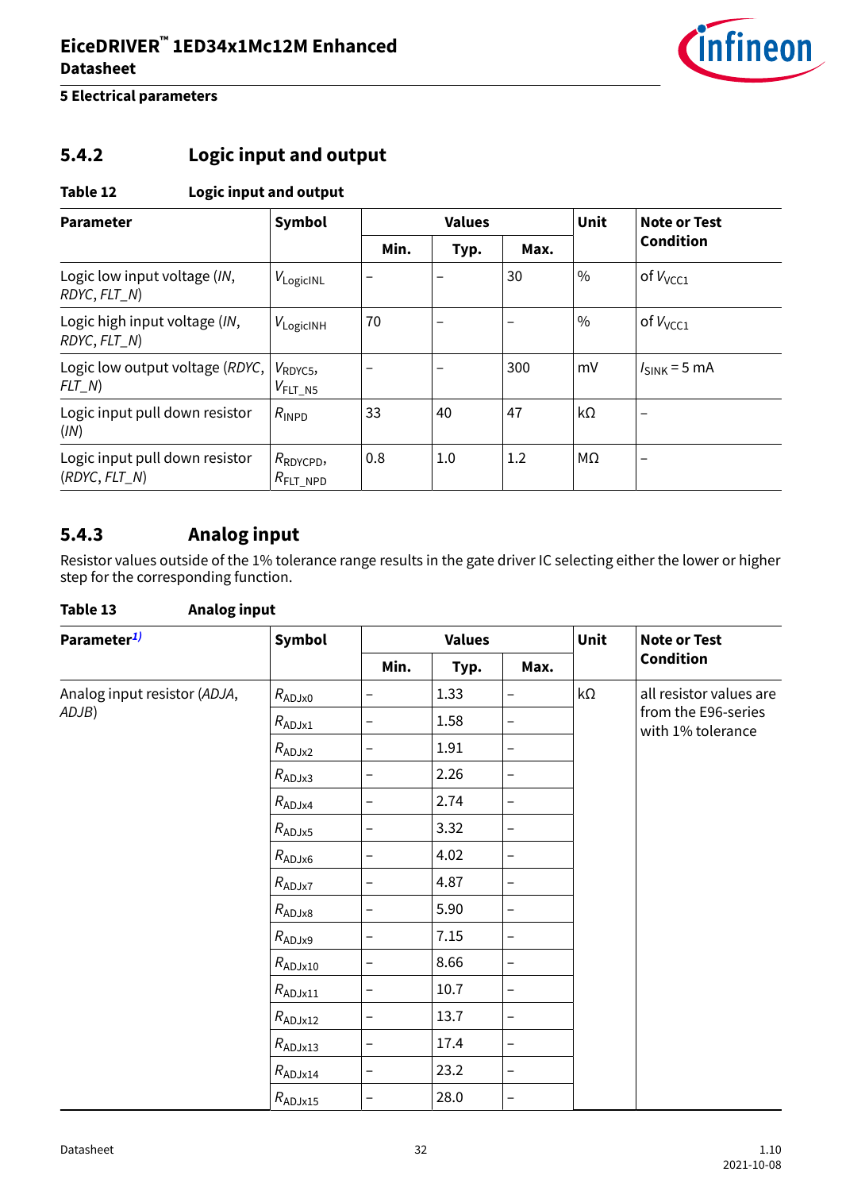### 5.4.2 Logic input and output

**Table 12 Logic input and output**

| Parameter | Symbol | Values | | | Unit | Note or Test Condition |
|---|---|---|---|---|---|---|
| | | Min. | Typ. | Max. | | |
| Logic low input voltage (*IN*, *RDYC*, *FLT_N*) | $V_{LogicINL}$ | – | – | 30 | % | of $V_{VCC1}$ |
| Logic high input voltage (*IN*, *RDYC*, *FLT_N*) | $V_{LogicINH}$ | 70 | – | – | % | of $V_{VCC1}$ |
| Logic low output voltage (*RDYC*, *FLT_N*) | $V_{RDYC5}$, $V_{FLT\_N5}$ | – | – | 300 | mV | $I_{SINK}$ = 5 mA |
| Logic input pull down resistor (*IN*) | $R_{INPD}$ | 33 | 40 | 47 | kΩ | – |
| Logic input pull down resistor (*RDYC*, *FLT_N*) | $R_{RDYCPD}$, $R_{FLT\_NPD}$ | 0.8 | 1.0 | 1.2 | MΩ | – |

### 5.4.3 Analog input

Resistor values outside of the 1% tolerance range results in the gate driver IC selecting either the lower or higher step for the corresponding function.

**Table 13 Analog input**

| Parameter[1)] | Symbol | Values | | | Unit | Note or Test Condition |
|---|---|---|---|---|---|---|
| | | Min. | Typ. | Max. | | |
| Analog input resistor (*ADJA*, *ADJB*) | $R_{ADJx0}$ | – | 1.33 | – | kΩ | all resistor values are from the E96-series with 1% tolerance |
| | $R_{ADJx1}$ | – | 1.58 | – | | |
| | $R_{ADJx2}$ | – | 1.91 | – | | |
| | $R_{ADJx3}$ | – | 2.26 | – | | |
| | $R_{ADJx4}$ | – | 2.74 | – | | |
| | $R_{ADJx5}$ | – | 3.32 | – | | |
| | $R_{ADJx6}$ | – | 4.02 | – | | |
| | $R_{ADJx7}$ | – | 4.87 | – | | |
| | $R_{ADJx8}$ | – | 5.90 | – | | |
| | $R_{ADJx9}$ | – | 7.15 | – | | |
| | $R_{ADJx10}$ | – | 8.66 | – | | |
| | $R_{ADJx11}$ | – | 10.7 | – | | |
| | $R_{ADJx12}$ | – | 13.7 | – | | |
| | $R_{ADJx13}$ | – | 17.4 | – | | |
| | $R_{ADJx14}$ | – | 23.2 | – | | |
| | $R_{ADJx15}$ | – | 28.0 | – | | |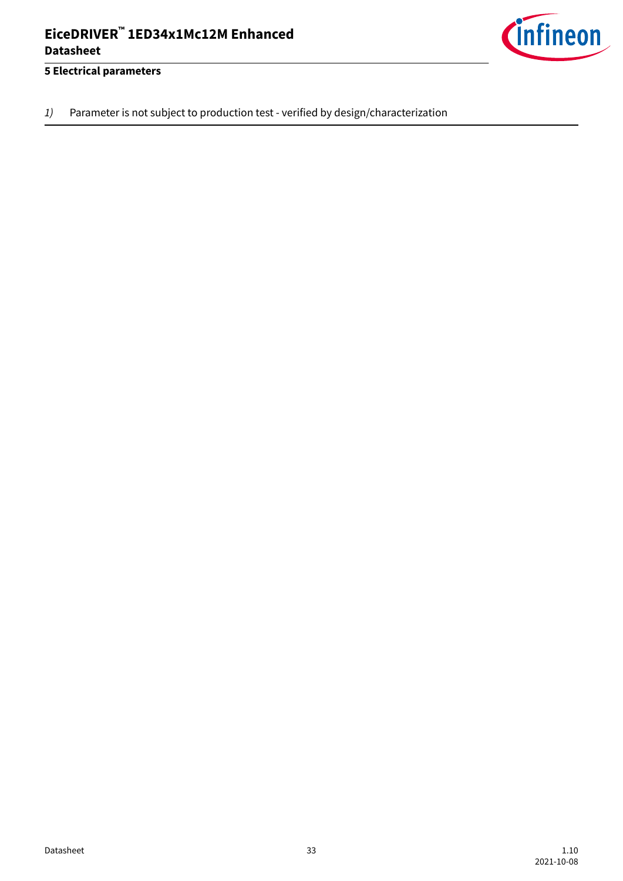*1)* Parameter is not subject to production test - verified by design/characterization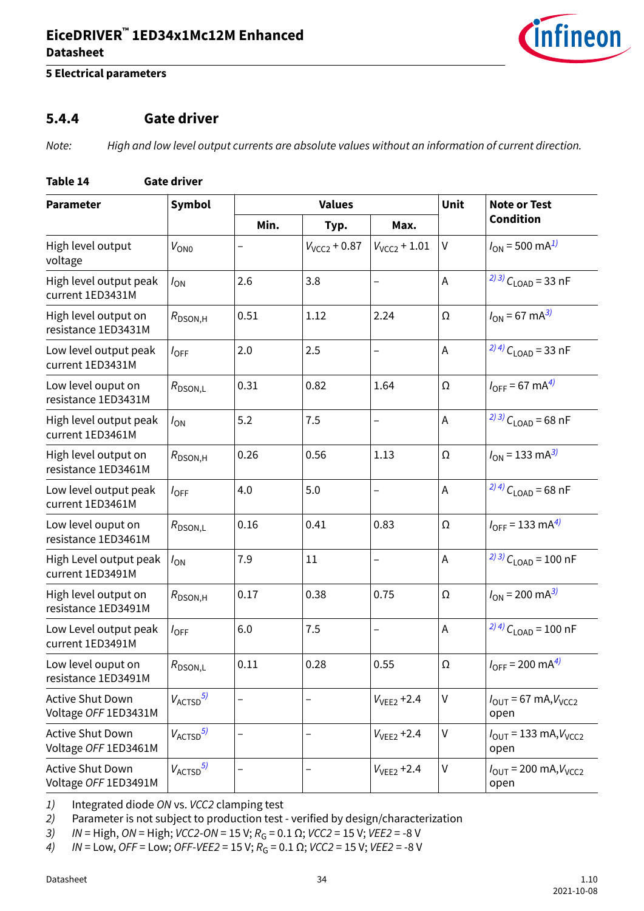### 5.4.4 Gate driver

*Note: High and low level output currents are absolute values without an information of current direction.*

**Table 14 Gate driver**

| Parameter | Symbol | Values | | | Unit | Note or Test Condition |
|---|---|---|---|---|---|---|
| | | Min. | Typ. | Max. | | |
| High level output voltage | $V_{ON0}$ | – | $V_{VCC2} + 0.87$ | $V_{VCC2} + 1.01$ | V | $I_{ON} = 500$ mA[1)] |
| High level output peak current 1ED3431M | $I_{ON}$ | 2.6 | 3.8 | – | A | [2) 3)] $C_{LOAD} = 33$ nF |
| High level output on resistance 1ED3431M | $R_{DSON,H}$ | 0.51 | 1.12 | 2.24 | Ω | $I_{ON} = 67$ mA[3)] |
| Low level output peak current 1ED3431M | $I_{OFF}$ | 2.0 | 2.5 | – | A | [2) 4)] $C_{LOAD} = 33$ nF |
| Low level ouput on resistance 1ED3431M | $R_{DSON,L}$ | 0.31 | 0.82 | 1.64 | Ω | $I_{OFF} = 67$ mA[4)] |
| High level output peak current 1ED3461M | $I_{ON}$ | 5.2 | 7.5 | – | A | [2) 3)] $C_{LOAD} = 68$ nF |
| High level output on resistance 1ED3461M | $R_{DSON,H}$ | 0.26 | 0.56 | 1.13 | Ω | $I_{ON} = 133$ mA[3)] |
| Low level output peak current 1ED3461M | $I_{OFF}$ | 4.0 | 5.0 | – | A | [2) 4)] $C_{LOAD} = 68$ nF |
| Low level ouput on resistance 1ED3461M | $R_{DSON,L}$ | 0.16 | 0.41 | 0.83 | Ω | $I_{OFF} = 133$ mA[4)] |
| High Level output peak current 1ED3491M | $I_{ON}$ | 7.9 | 11 | – | A | [2) 3)] $C_{LOAD} = 100$ nF |
| High level output on resistance 1ED3491M | $R_{DSON,H}$ | 0.17 | 0.38 | 0.75 | Ω | $I_{ON} = 200$ mA[3)] |
| Low Level output peak current 1ED3491M | $I_{OFF}$ | 6.0 | 7.5 | – | A | [2) 4)] $C_{LOAD} = 100$ nF |
| Low level ouput on resistance 1ED3491M | $R_{DSON,L}$ | 0.11 | 0.28 | 0.55 | Ω | $I_{OFF} = 200$ mA[4)] |
| Active Shut Down Voltage *OFF* 1ED3431M | $V_{ACTSD}$[5)] | – | – | $V_{VEE2}$ +2.4 | V | $I_{OUT} = 67$ mA, $V_{VCC2}$ open |
| Active Shut Down Voltage *OFF* 1ED3461M | $V_{ACTSD}$[5)] | – | – | $V_{VEE2}$ +2.4 | V | $I_{OUT} = 133$ mA, $V_{VCC2}$ open |
| Active Shut Down Voltage *OFF* 1ED3491M | $V_{ACTSD}$[5)] | – | – | $V_{VEE2}$ +2.4 | V | $I_{OUT} = 200$ mA, $V_{VCC2}$ open |

1) Integrated diode *ON* vs. *VCC2* clamping test
2) Parameter is not subject to production test - verified by design/characterization
3) *IN* = High, *ON* = High; *VCC2-ON* = 15 V; $R_G$ = 0.1 Ω; *VCC2* = 15 V; *VEE2* = -8 V
4) *IN* = Low, *OFF* = Low; *OFF-VEE2* = 15 V; $R_G$ = 0.1 Ω; *VCC2* = 15 V; *VEE2* = -8 V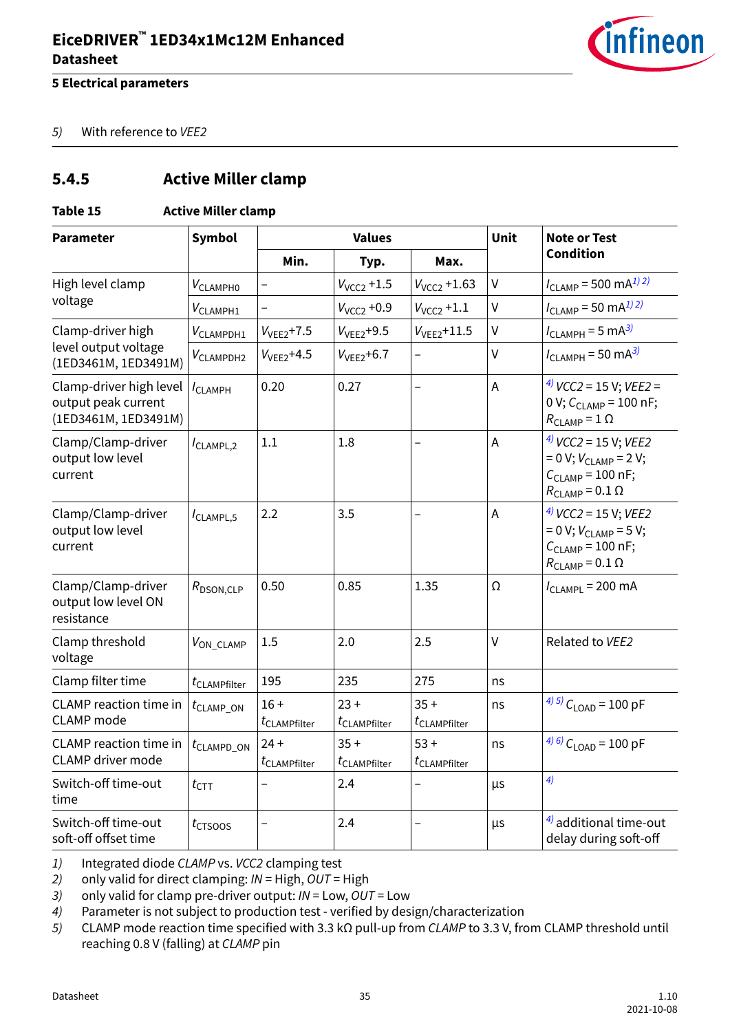5) With reference to $VEE2$

### 5.4.5 Active Miller clamp

**Table 15 Active Miller clamp**

| Parameter | Symbol | Values | | | Unit | Note or Test Condition |
|---|---|---|---|---|---|---|
| | | Min. | Typ. | Max. | | |
| High level clamp voltage | $V_{CLAMPH0}$ | – | $V_{VCC2}$ +1.5 | $V_{VCC2}$ +1.63 | V | $I_{CLAMP}$ = 500 mA[1) 2)] |
| | $V_{CLAMPH1}$ | – | $V_{VCC2}$ +0.9 | $V_{VCC2}$ +1.1 | V | $I_{CLAMP}$ = 50 mA[1) 2)] |
| Clamp-driver high level output voltage (1ED3461M, 1ED3491M) | $V_{CLAMPDH1}$ | $V_{VEE2}$+7.5 | $V_{VEE2}$+9.5 | $V_{VEE2}$+11.5 | V | $I_{CLAMPH}$ = 5 mA[3)] |
| | $V_{CLAMPDH2}$ | $V_{VEE2}$+4.5 | $V_{VEE2}$+6.7 | – | V | $I_{CLAMPH}$ = 50 mA[3)] |
| Clamp-driver high level output peak current (1ED3461M, 1ED3491M) | $I_{CLAMPH}$ | 0.20 | 0.27 | – | A | [4)] *VCC2* = 15 V; *VEE2* = 0 V; $C_{CLAMP}$ = 100 nF; $R_{CLAMP}$ = 1 Ω |
| Clamp/Clamp-driver output low level current | $I_{CLAMPL,2}$ | 1.1 | 1.8 | – | A | [4)] *VCC2* = 15 V; *VEE2* = 0 V; $V_{CLAMP}$ = 2 V; $C_{CLAMP}$ = 100 nF; $R_{CLAMP}$ = 0.1 Ω |
| Clamp/Clamp-driver output low level current | $I_{CLAMPL,5}$ | 2.2 | 3.5 | – | A | [4)] *VCC2* = 15 V; *VEE2* = 0 V; $V_{CLAMP}$ = 5 V; $C_{CLAMP}$ = 100 nF; $R_{CLAMP}$ = 0.1 Ω |
| Clamp/Clamp-driver output low level ON resistance | $R_{DSON,CLP}$ | 0.50 | 0.85 | 1.35 | Ω | $I_{CLAMPL}$ = 200 mA |
| Clamp threshold voltage | $V_{ON\_CLAMP}$ | 1.5 | 2.0 | 2.5 | V | Related to *VEE2* |
| Clamp filter time | $t_{CLAMPfilter}$ | 195 | 235 | 275 | ns | |
| CLAMP reaction time in CLAMP mode | $t_{CLAMP\_ON}$ | 16 + $t_{CLAMPfilter}$ | 23 + $t_{CLAMPfilter}$ | 35 + $t_{CLAMPfilter}$ | ns | [4) 5)] $C_{LOAD}$ = 100 pF |
| CLAMP reaction time in CLAMP driver mode | $t_{CLAMPD\_ON}$ | 24 + $t_{CLAMPfilter}$ | 35 + $t_{CLAMPfilter}$ | 53 + $t_{CLAMPfilter}$ | ns | [4) 6)] $C_{LOAD}$ = 100 pF |
| Switch-off time-out time | $t_{CTT}$ | – | 2.4 | – | µs | [4)] |
| Switch-off time-out soft-off offset time | $t_{CTSOOS}$ | – | 2.4 | – | µs | [4)] additional time-out delay during soft-off |

1) Integrated diode *CLAMP* vs. *VCC2* clamping test
2) only valid for direct clamping: *IN* = High, *OUT* = High
3) only valid for clamp pre-driver output: *IN* = Low, *OUT* = Low
4) Parameter is not subject to production test - verified by design/characterization
5) CLAMP mode reaction time specified with 3.3 kΩ pull-up from *CLAMP* to 3.3 V, from CLAMP threshold until reaching 0.8 V (falling) at *CLAMP* pin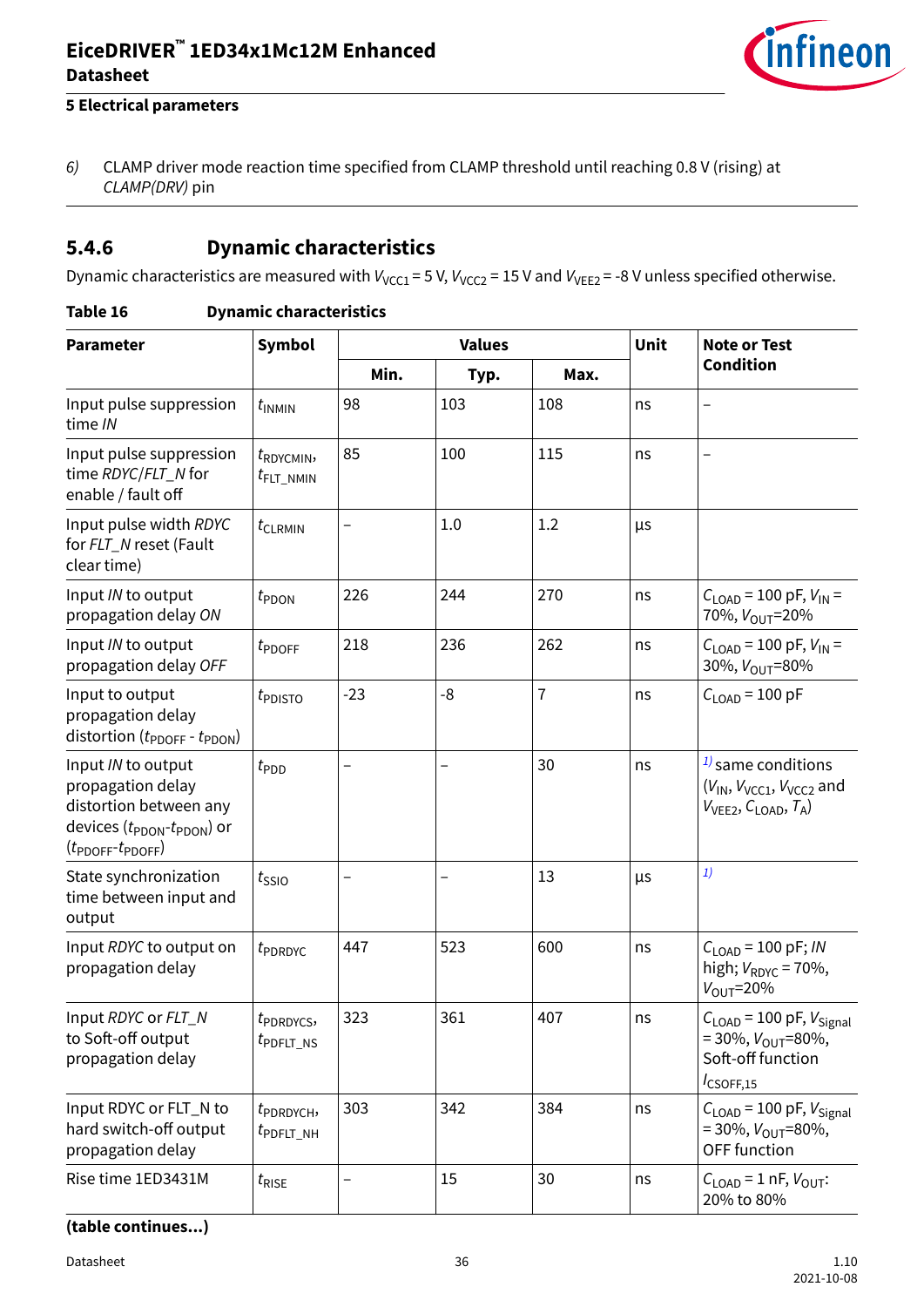6) CLAMP driver mode reaction time specified from CLAMP threshold until reaching 0.8 V (rising) at *CLAMP(DRV)* pin

### 5.4.6 Dynamic characteristics

Dynamic characteristics are measured with $V_{VCC1}$ = 5 V, $V_{VCC2}$ = 15 V and $V_{VEE2}$ = -8 V unless specified otherwise.

**Table 16 Dynamic characteristics**

| Parameter | Symbol | Values | | | Unit | Note or Test Condition |
|---|---|---|---|---|---|---|
| | | Min. | Typ. | Max. | | |
| Input pulse suppression time *IN* | $t_{INMIN}$ | 98 | 103 | 108 | ns | – |
| Input pulse suppression time *RDYC*/*FLT_N* for enable / fault off | $t_{RDYCMIN}$, $t_{FLT\_NMIN}$ | 85 | 100 | 115 | ns | – |
| Input pulse width *RDYC* for *FLT_N* reset (Fault clear time) | $t_{CLRMIN}$ | – | 1.0 | 1.2 | µs | |
| Input *IN* to output propagation delay *ON* | $t_{PDON}$ | 226 | 244 | 270 | ns | $C_{LOAD}$ = 100 pF, $V_{IN}$ = 70%, $V_{OUT}$=20% |
| Input *IN* to output propagation delay *OFF* | $t_{PDOFF}$ | 218 | 236 | 262 | ns | $C_{LOAD}$ = 100 pF, $V_{IN}$ = 30%, $V_{OUT}$=80% |
| Input to output propagation delay distortion ($t_{PDOFF}$ - $t_{PDON}$) | $t_{PDISTO}$ | -23 | -8 | 7 | ns | $C_{LOAD}$ = 100 pF |
| Input *IN* to output propagation delay distortion between any devices ($t_{PDON}$-$t_{PDON}$) or ($t_{PDOFF}$-$t_{PDOFF}$) | $t_{PDD}$ | – | – | 30 | ns | [1] same conditions ($V_{IN}$, $V_{VCC1}$, $V_{VCC2}$ and $V_{VEE2}$, $C_{LOAD}$, $T_A$) |
| State synchronization time between input and output | $t_{SSIO}$ | – | – | 13 | µs | [1] |
| Input *RDYC* to output on propagation delay | $t_{PDRDYC}$ | 447 | 523 | 600 | ns | $C_{LOAD}$ = 100 pF; *IN* high; $V_{RDYC}$ = 70%, $V_{OUT}$=20% |
| Input *RDYC* or *FLT_N* to Soft-off output propagation delay | $t_{PDRDYCS}$, $t_{PDFLT\_NS}$ | 323 | 361 | 407 | ns | $C_{LOAD}$ = 100 pF, $V_{Signal}$ = 30%, $V_{OUT}$=80%, Soft-off function $I_{CSOFF,15}$ |
| Input RDYC or FLT_N to hard switch-off output propagation delay | $t_{PDRDYCH}$, $t_{PDFLT\_NH}$ | 303 | 342 | 384 | ns | $C_{LOAD}$ = 100 pF, $V_{Signal}$ = 30%, $V_{OUT}$=80%, OFF function |
| Rise time 1ED3431M | $t_{RISE}$ | – | 15 | 30 | ns | $C_{LOAD}$ = 1 nF, $V_{OUT}$: 20% to 80% |

**(table continues...)**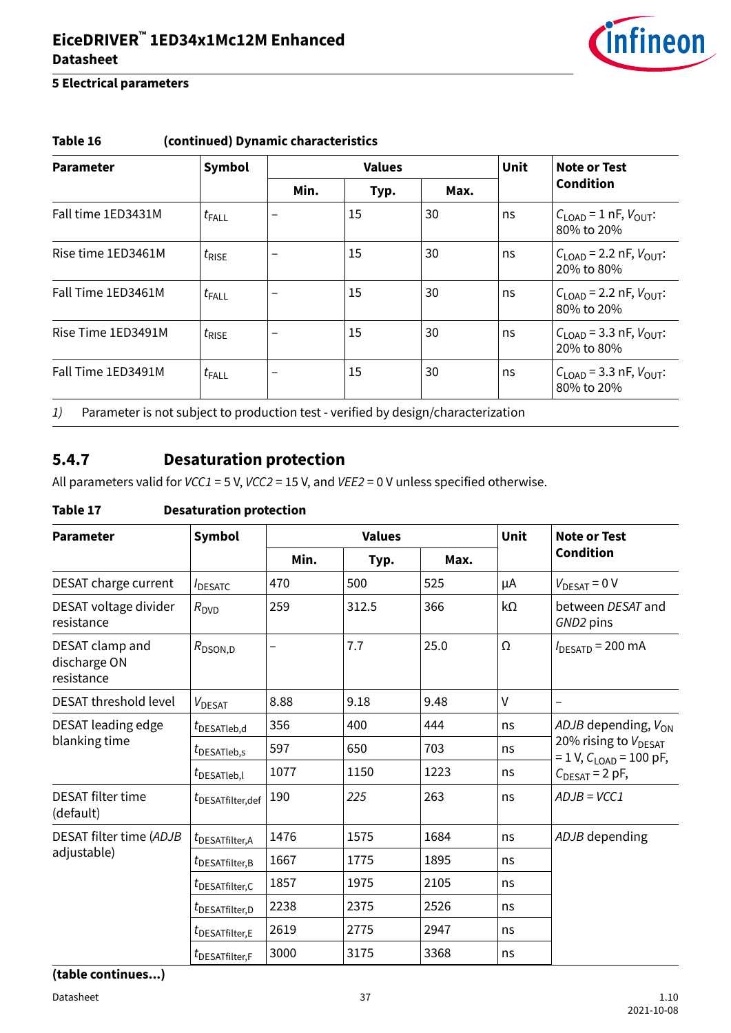**Table 16 (continued) Dynamic characteristics**

| Parameter | Symbol | Values | | | Unit | Note or Test Condition |
|---|---|---|---|---|---|---|
| | | Min. | Typ. | Max. | | |
| Fall time 1ED3431M | $t_{FALL}$ | – | 15 | 30 | ns | $C_{LOAD}$ = 1 nF, $V_{OUT}$: 80% to 20% |
| Rise time 1ED3461M | $t_{RISE}$ | – | 15 | 30 | ns | $C_{LOAD}$ = 2.2 nF, $V_{OUT}$: 20% to 80% |
| Fall Time 1ED3461M | $t_{FALL}$ | – | 15 | 30 | ns | $C_{LOAD}$ = 2.2 nF, $V_{OUT}$: 80% to 20% |
| Rise Time 1ED3491M | $t_{RISE}$ | – | 15 | 30 | ns | $C_{LOAD}$ = 3.3 nF, $V_{OUT}$: 20% to 80% |
| Fall Time 1ED3491M | $t_{FALL}$ | – | 15 | 30 | ns | $C_{LOAD}$ = 3.3 nF, $V_{OUT}$: 80% to 20% |

*1)* Parameter is not subject to production test - verified by design/characterization

### 5.4.7 Desaturation protection

All parameters valid for *VCC1* = 5 V, *VCC2* = 15 V, and *VEE2* = 0 V unless specified otherwise.

**Table 17 Desaturation protection**

| Parameter | Symbol | Values | | | Unit | Note or Test Condition |
|---|---|---|---|---|---|---|
| | | Min. | Typ. | Max. | | |
| DESAT charge current | $I_{DESATC}$ | 470 | 500 | 525 | µA | $V_{DESAT}$ = 0 V |
| DESAT voltage divider resistance | $R_{DVD}$ | 259 | 312.5 | 366 | kΩ | between *DESAT* and *GND2* pins |
| DESAT clamp and discharge ON resistance | $R_{DSON,D}$ | – | 7.7 | 25.0 | Ω | $I_{DESATD}$ = 200 mA |
| DESAT threshold level | $V_{DESAT}$ | 8.88 | 9.18 | 9.48 | V | – |
| DESAT leading edge blanking time | $t_{DESATleb,d}$ | 356 | 400 | 444 | ns | *ADJB* depending, $V_{ON}$ 20% rising to $V_{DESAT}$ = 1 V, $C_{LOAD}$ = 100 pF, $C_{DESAT}$ = 2 pF, |
| | $t_{DESATleb,s}$ | 597 | 650 | 703 | ns | |
| | $t_{DESATleb,l}$ | 1077 | 1150 | 1223 | ns | |
| DESAT filter time (default) | $t_{DESATfilter,def}$ | 190 | *225* | 263 | ns | *ADJB* = *VCC1* |
| DESAT filter time (*ADJB* adjustable) | $t_{DESATfilter,A}$ | 1476 | 1575 | 1684 | ns | *ADJB* depending |
| | $t_{DESATfilter,B}$ | 1667 | 1775 | 1895 | ns | |
| | $t_{DESATfilter,C}$ | 1857 | 1975 | 2105 | ns | |
| | $t_{DESATfilter,D}$ | 2238 | 2375 | 2526 | ns | |
| | $t_{DESATfilter,E}$ | 2619 | 2775 | 2947 | ns | |
| | $t_{DESATfilter,F}$ | 3000 | 3175 | 3368 | ns | |

**(table continues...)**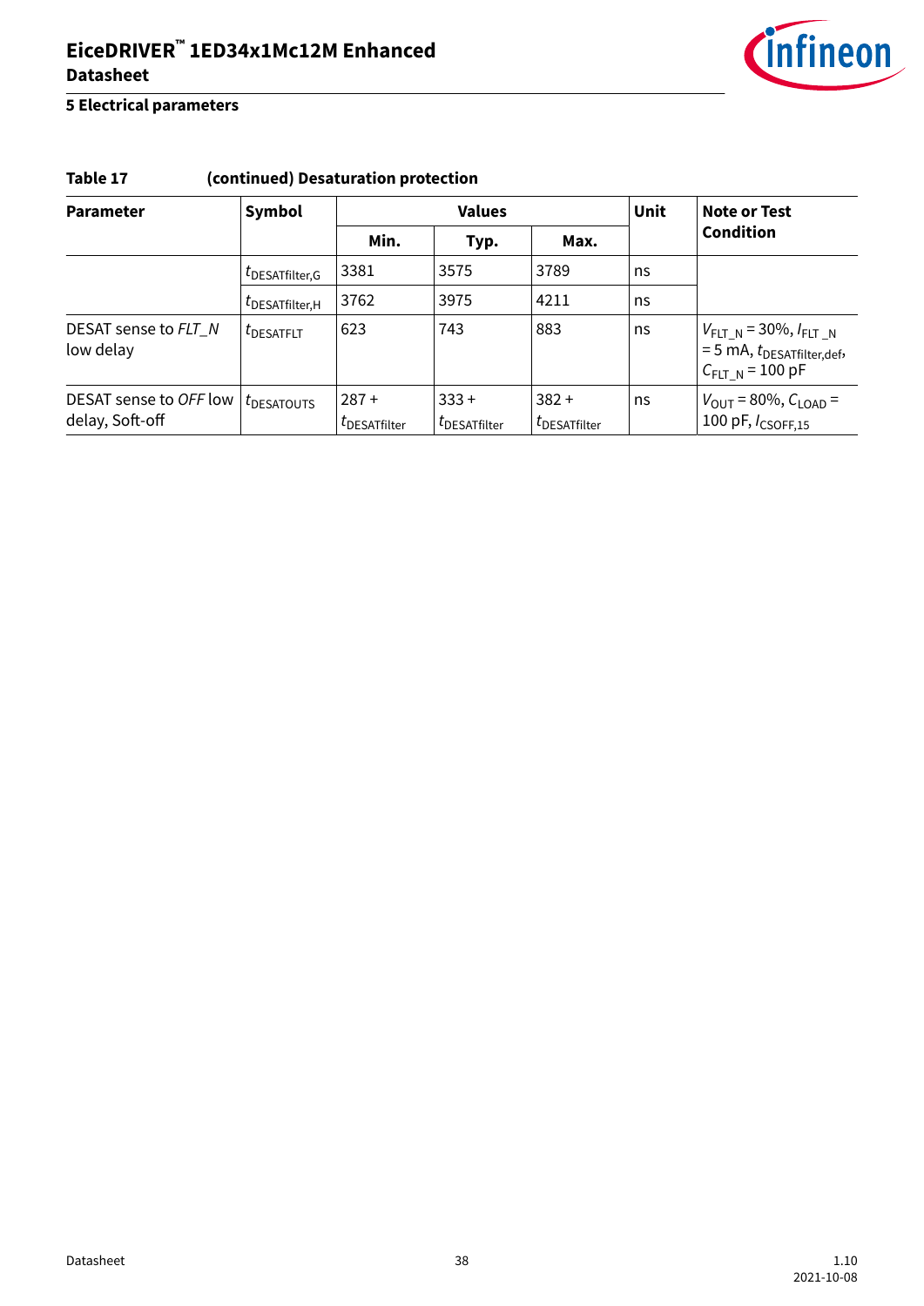## 5 Electrical parameters

**Table 17 (continued) Desaturation protection**

| Parameter | Symbol | Values | | | Unit | Note or Test Condition |
|---|---|---|---|---|---|---|
| | | Min. | Typ. | Max. | | |
| | $t_{DESATfilter,G}$ | 3381 | 3575 | 3789 | ns | |
| | $t_{DESATfilter,H}$ | 3762 | 3975 | 4211 | ns | |
| DESAT sense to *FLT_N* low delay | $t_{DESATFLT}$ | 623 | 743 | 883 | ns | $V_{FLT\_N}$ = 30%, $I_{FLT\_N}$ = 5 mA, $t_{DESATfilter,def}$, $C_{FLT\_N}$ = 100 pF |
| DESAT sense to *OFF* low delay, Soft-off | $t_{DESATOUTS}$ | 287 + $t_{DESATfilter}$ | 333 + $t_{DESATfilter}$ | 382 + $t_{DESATfilter}$ | ns | $V_{OUT}$ = 80%, $C_{LOAD}$ = 100 pF, $I_{CSOFF,15}$ |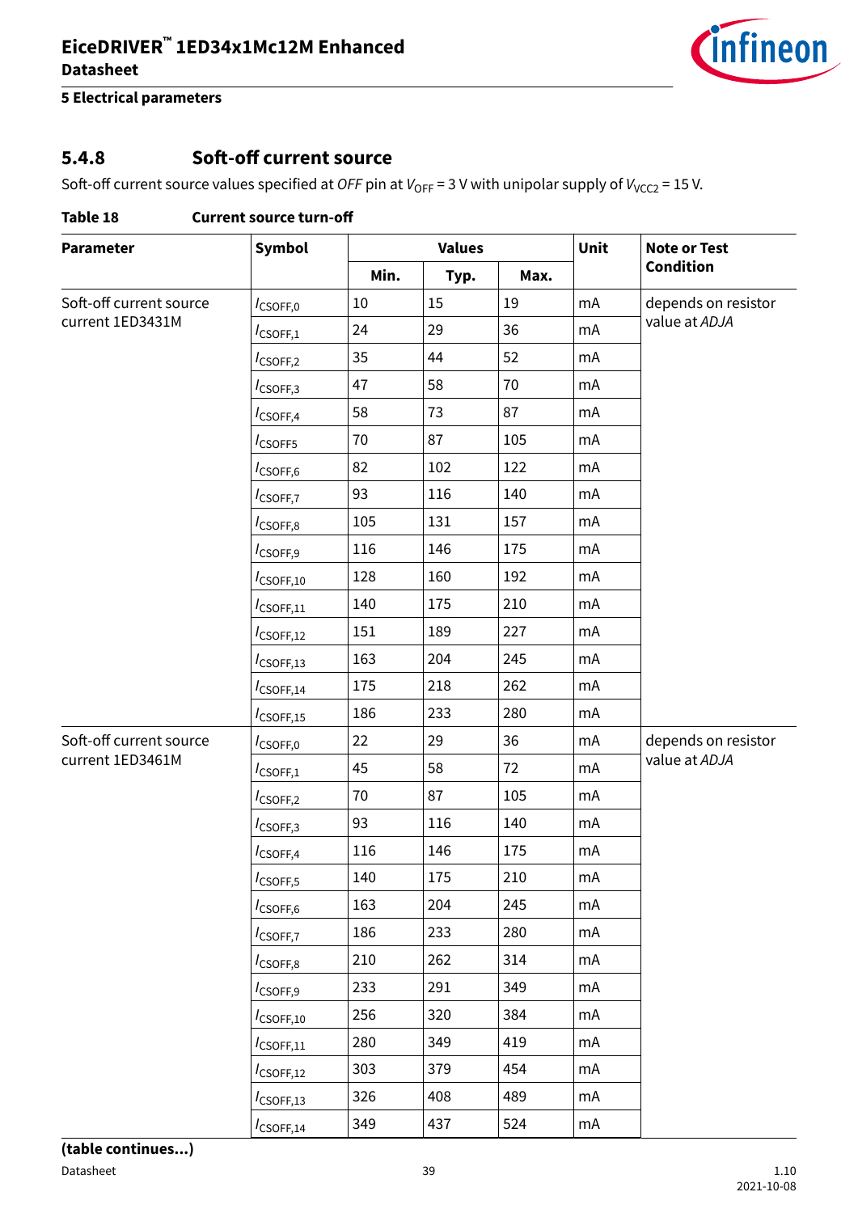### 5.4.8 Soft-off current source

Soft-off current source values specified at *OFF* pin at $V_{OFF}$ = 3 V with unipolar supply of $V_{VCC2}$ = 15 V.

**Table 18 Current source turn-off**

| Parameter | Symbol | Values | | | Unit | Note or Test Condition |
|---|---|---|---|---|---|---|
| | | Min. | Typ. | Max. | | |
| Soft-off current source current 1ED3431M | $I_{CSOFF,0}$ | 10 | 15 | 19 | mA | depends on resistor value at *ADJA* |
| | $I_{CSOFF,1}$ | 24 | 29 | 36 | mA | |
| | $I_{CSOFF,2}$ | 35 | 44 | 52 | mA | |
| | $I_{CSOFF,3}$ | 47 | 58 | 70 | mA | |
| | $I_{CSOFF,4}$ | 58 | 73 | 87 | mA | |
| | $I_{CSOFF5}$ | 70 | 87 | 105 | mA | |
| | $I_{CSOFF,6}$ | 82 | 102 | 122 | mA | |
| | $I_{CSOFF,7}$ | 93 | 116 | 140 | mA | |
| | $I_{CSOFF,8}$ | 105 | 131 | 157 | mA | |
| | $I_{CSOFF,9}$ | 116 | 146 | 175 | mA | |
| | $I_{CSOFF,10}$ | 128 | 160 | 192 | mA | |
| | $I_{CSOFF,11}$ | 140 | 175 | 210 | mA | |
| | $I_{CSOFF,12}$ | 151 | 189 | 227 | mA | |
| | $I_{CSOFF,13}$ | 163 | 204 | 245 | mA | |
| | $I_{CSOFF,14}$ | 175 | 218 | 262 | mA | |
| | $I_{CSOFF,15}$ | 186 | 233 | 280 | mA | |
| Soft-off current source current 1ED3461M | $I_{CSOFF,0}$ | 22 | 29 | 36 | mA | depends on resistor value at *ADJA* |
| | $I_{CSOFF,1}$ | 45 | 58 | 72 | mA | |
| | $I_{CSOFF,2}$ | 70 | 87 | 105 | mA | |
| | $I_{CSOFF,3}$ | 93 | 116 | 140 | mA | |
| | $I_{CSOFF,4}$ | 116 | 146 | 175 | mA | |
| | $I_{CSOFF,5}$ | 140 | 175 | 210 | mA | |
| | $I_{CSOFF,6}$ | 163 | 204 | 245 | mA | |
| | $I_{CSOFF,7}$ | 186 | 233 | 280 | mA | |
| | $I_{CSOFF,8}$ | 210 | 262 | 314 | mA | |
| | $I_{CSOFF,9}$ | 233 | 291 | 349 | mA | |
| | $I_{CSOFF,10}$ | 256 | 320 | 384 | mA | |
| | $I_{CSOFF,11}$ | 280 | 349 | 419 | mA | |
| | $I_{CSOFF,12}$ | 303 | 379 | 454 | mA | |
| | $I_{CSOFF,13}$ | 326 | 408 | 489 | mA | |
| | $I_{CSOFF,14}$ | 349 | 437 | 524 | mA | |

**(table continues...)**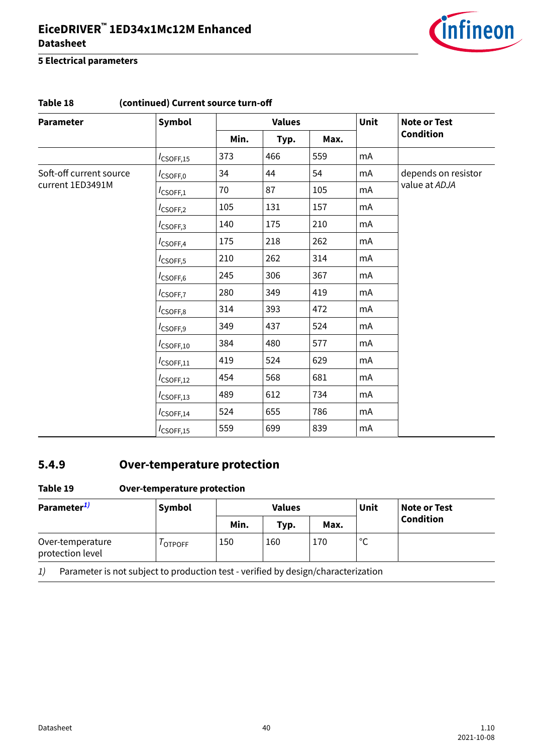**Table 18 (continued) Current source turn-off**

| Parameter | Symbol | Values | | | Unit | Note or Test Condition |
|---|---|---|---|---|---|---|
| | | Min. | Typ. | Max. | | |
| | $I_{CSOFF,15}$ | 373 | 466 | 559 | mA | |
| Soft-off current source current 1ED3491M | $I_{CSOFF,0}$ | 34 | 44 | 54 | mA | depends on resistor value at *ADJA* |
| | $I_{CSOFF,1}$ | 70 | 87 | 105 | mA | |
| | $I_{CSOFF,2}$ | 105 | 131 | 157 | mA | |
| | $I_{CSOFF,3}$ | 140 | 175 | 210 | mA | |
| | $I_{CSOFF,4}$ | 175 | 218 | 262 | mA | |
| | $I_{CSOFF,5}$ | 210 | 262 | 314 | mA | |
| | $I_{CSOFF,6}$ | 245 | 306 | 367 | mA | |
| | $I_{CSOFF,7}$ | 280 | 349 | 419 | mA | |
| | $I_{CSOFF,8}$ | 314 | 393 | 472 | mA | |
| | $I_{CSOFF,9}$ | 349 | 437 | 524 | mA | |
| | $I_{CSOFF,10}$ | 384 | 480 | 577 | mA | |
| | $I_{CSOFF,11}$ | 419 | 524 | 629 | mA | |
| | $I_{CSOFF,12}$ | 454 | 568 | 681 | mA | |
| | $I_{CSOFF,13}$ | 489 | 612 | 734 | mA | |
| | $I_{CSOFF,14}$ | 524 | 655 | 786 | mA | |
| | $I_{CSOFF,15}$ | 559 | 699 | 839 | mA | |

### 5.4.9 Over-temperature protection

**Table 19 Over-temperature protection**

| Parameter[1] | Symbol | Values | | | Unit | Note or Test Condition |
|---|---|---|---|---|---|---|
| | | Min. | Typ. | Max. | | |
| Over-temperature protection level | $T_{OTPOFF}$ | 150 | 160 | 170 | °C | |

1) Parameter is not subject to production test - verified by design/characterization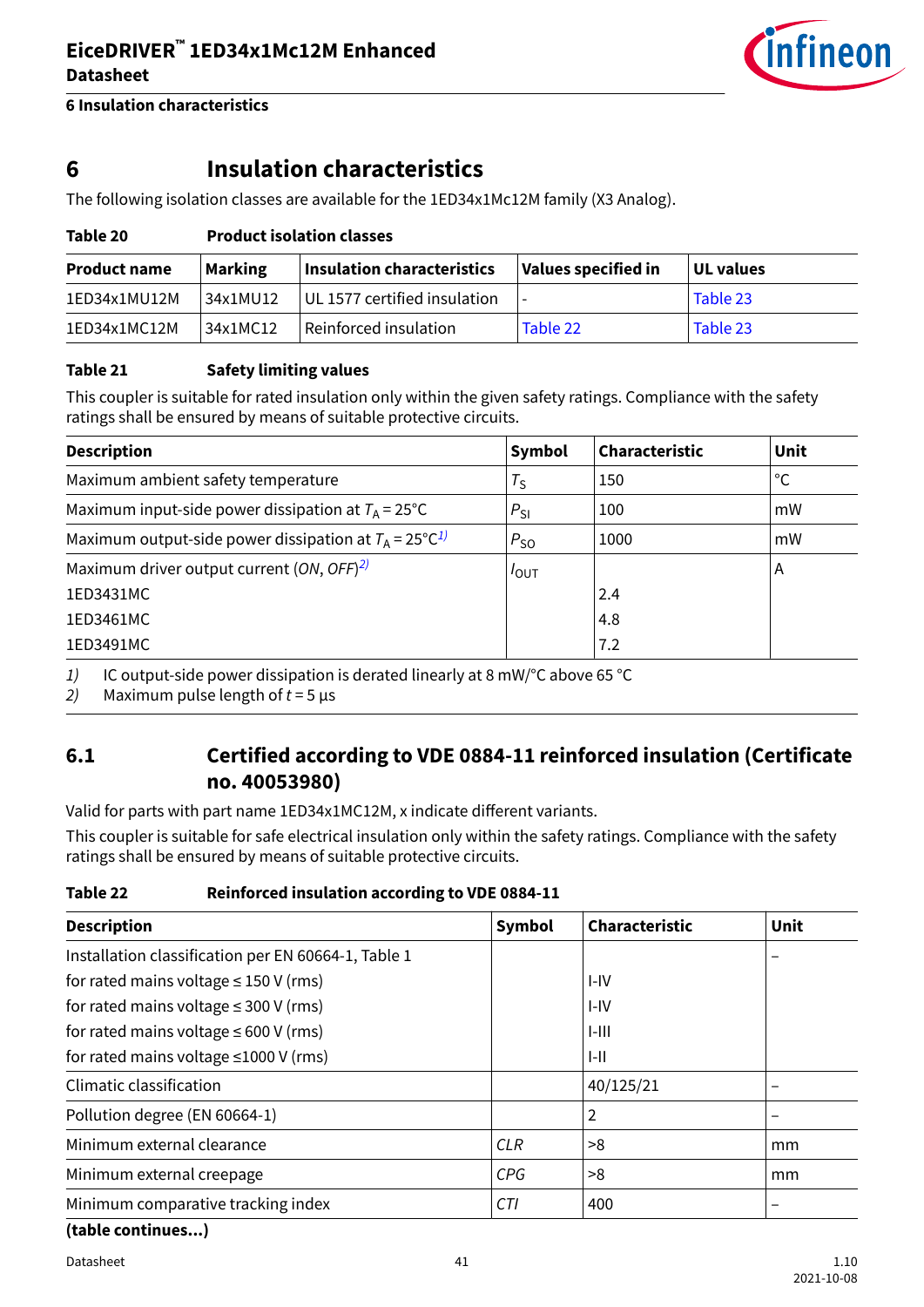# 6 Insulation characteristics

The following isolation classes are available for the 1ED34x1Mc12M family (X3 Analog).

**Table 20 Product isolation classes**

| Product name | Marking | Insulation characteristics | Values specified in | UL values |
|---|---|---|---|---|
| 1ED34x1MU12M | 34x1MU12 | UL 1577 certified insulation | - | Table 23 |
| 1ED34x1MC12M | 34x1MC12 | Reinforced insulation | Table 22 | Table 23 |

**Table 21 Safety limiting values**

This coupler is suitable for rated insulation only within the given safety ratings. Compliance with the safety ratings shall be ensured by means of suitable protective circuits.

| Description | Symbol | Characteristic | Unit |
|---|---|---|---|
| Maximum ambient safety temperature | $T_S$ | 150 | °C |
| Maximum input-side power dissipation at $T_A = 25°C$ | $P_{SI}$ | 100 | mW |
| Maximum output-side power dissipation at $T_A = 25°C$ [1)] | $P_{SO}$ | 1000 | mW |
| Maximum driver output current (*ON*, *OFF*) [2)] | $I_{OUT}$ | | A |
| 1ED3431MC | | 2.4 | |
| 1ED3461MC | | 4.8 | |
| 1ED3491MC | | 7.2 | |

*1)* IC output-side power dissipation is derated linearly at 8 mW/°C above 65 °C

*2)* Maximum pulse length of $t = 5$ µs

## 6.1 Certified according to VDE 0884-11 reinforced insulation (Certificate no. 40053980)

Valid for parts with part name 1ED34x1MC12M, x indicate different variants.

This coupler is suitable for safe electrical insulation only within the safety ratings. Compliance with the safety ratings shall be ensured by means of suitable protective circuits.

**Table 22 Reinforced insulation according to VDE 0884-11**

| Description | Symbol | Characteristic | Unit |
|---|---|---|---|
| Installation classification per EN 60664-1, Table 1 | | | – |
| for rated mains voltage ≤ 150 V (rms) | | I-IV | |
| for rated mains voltage ≤ 300 V (rms) | | I-IV | |
| for rated mains voltage ≤ 600 V (rms) | | I-III | |
| for rated mains voltage ≤1000 V (rms) | | I-II | |
| Climatic classification | | 40/125/21 | – |
| Pollution degree (EN 60664-1) | | 2 | – |
| Minimum external clearance | *CLR* | >8 | mm |
| Minimum external creepage | *CPG* | >8 | mm |
| Minimum comparative tracking index | *CTI* | 400 | – |

**(table continues...)**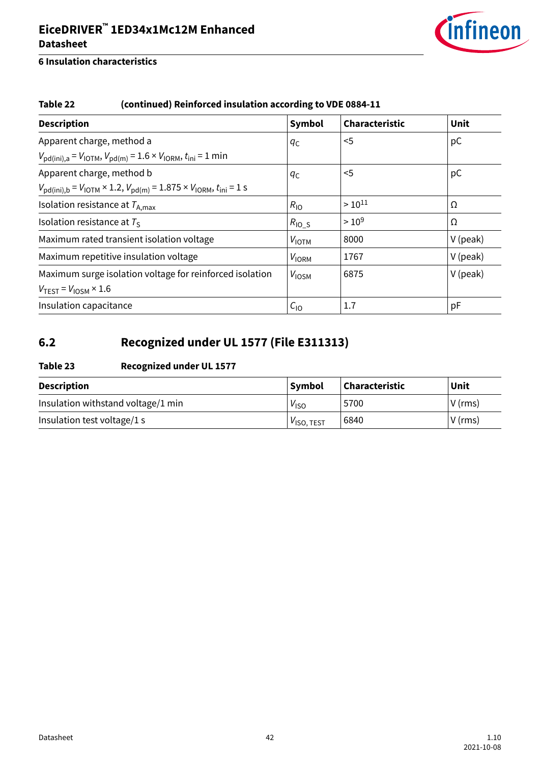**Table 22 (continued) Reinforced insulation according to VDE 0884-11**

| Description | Symbol | Characteristic | Unit |
|---|---|---|---|
| Apparent charge, method a<br>$V_{pd(ini),a} = V_{IOTM}$, $V_{pd(m)} = 1.6 \times V_{IORM}$, $t_{ini} = 1$ min | $q_C$ | <5 | pC |
| Apparent charge, method b<br>$V_{pd(ini),b} = V_{IOTM} \times 1.2$, $V_{pd(m)} = 1.875 \times V_{IORM}$, $t_{ini} = 1$ s | $q_C$ | <5 | pC |
| Isolation resistance at $T_{A,max}$ | $R_{IO}$ | $> 10^{11}$ | Ω |
| Isolation resistance at $T_S$ | $R_{IO\_S}$ | $> 10^{9}$ | Ω |
| Maximum rated transient isolation voltage | $V_{IOTM}$ | 8000 | V (peak) |
| Maximum repetitive insulation voltage | $V_{IORM}$ | 1767 | V (peak) |
| Maximum surge isolation voltage for reinforced isolation<br>$V_{TEST} = V_{IOSM} \times 1.6$ | $V_{IOSM}$ | 6875 | V (peak) |
| Insulation capacitance | $C_{IO}$ | 1.7 | pF |

## 6.2 Recognized under UL 1577 (File E311313)

**Table 23 Recognized under UL 1577**

| Description | Symbol | Characteristic | Unit |
|---|---|---|---|
| Insulation withstand voltage/1 min | $V_{ISO}$ | 5700 | V (rms) |
| Insulation test voltage/1 s | $V_{ISO, TEST}$ | 6840 | V (rms) |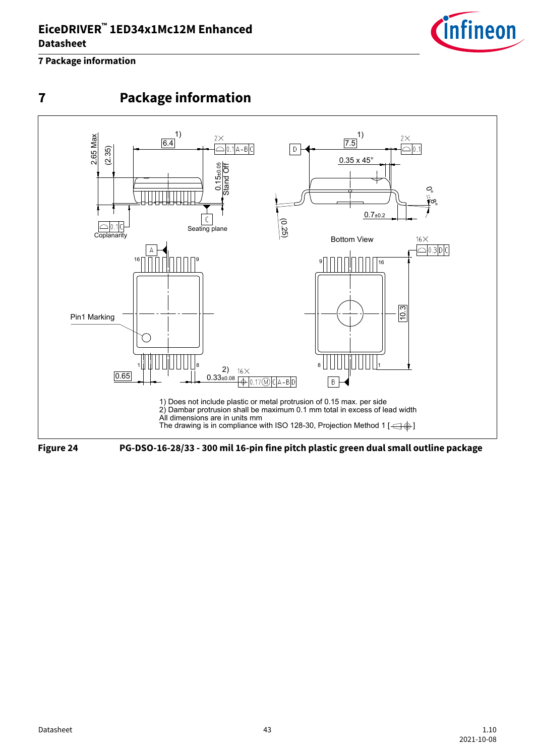# 7 Package information

1) Does not include plastic or metal protrusion of 0.15 max. per side
2) Dambar protrusion shall be maximum 0.1 mm total in excess of lead width
All dimensions are in units mm
The drawing is in compliance with ISO 128-30, Projection Method 1

**Figure 24** **PG-DSO-16-28/33 - 300 mil 16-pin fine pitch plastic green dual small outline package**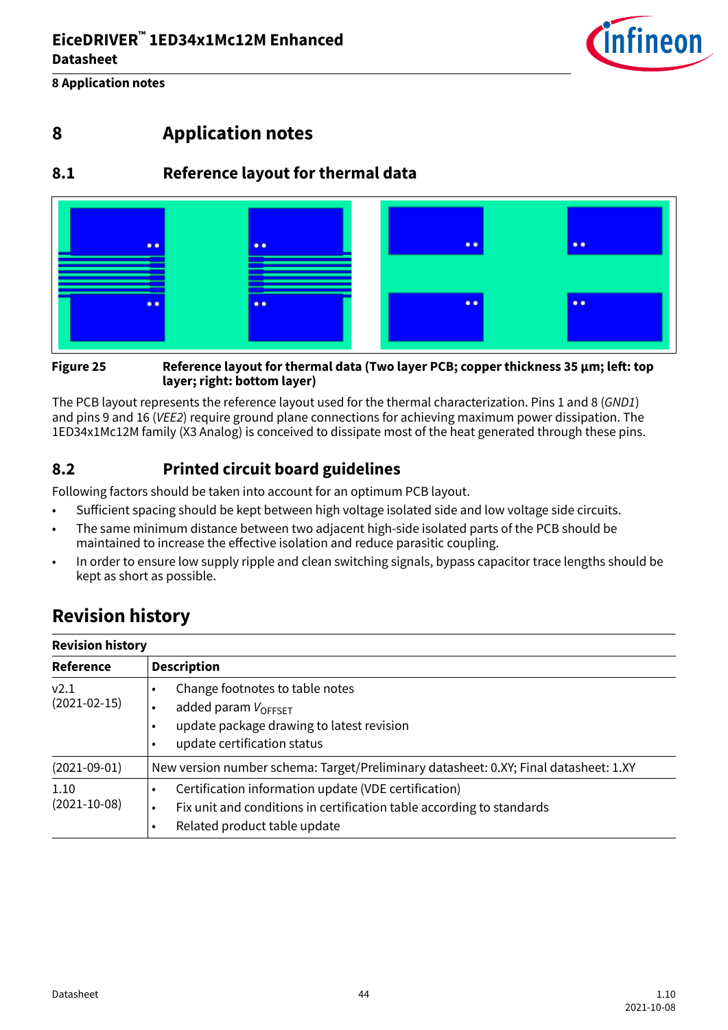# 8 Application notes

## 8.1 Reference layout for thermal data

**Figure 25** **Reference layout for thermal data (Two layer PCB; copper thickness 35 µm; left: top layer; right: bottom layer)**

The PCB layout represents the reference layout used for the thermal characterization. Pins 1 and 8 (*GND1*) and pins 9 and 16 (*VEE2*) require ground plane connections for achieving maximum power dissipation. The 1ED34x1Mc12M family (X3 Analog) is conceived to dissipate most of the heat generated through these pins.

## 8.2 Printed circuit board guidelines

Following factors should be taken into account for an optimum PCB layout.

- Sufficient spacing should be kept between high voltage isolated side and low voltage side circuits.
- The same minimum distance between two adjacent high-side isolated parts of the PCB should be maintained to increase the effective isolation and reduce parasitic coupling.
- In order to ensure low supply ripple and clean switching signals, bypass capacitor trace lengths should be kept as short as possible.

# Revision history

**Revision history**

| Reference | Description |
|---|---|
| v2.1 (2021-02-15) | • Change footnotes to table notes<br>• added param $V_{OFFSET}$<br>• update package drawing to latest revision<br>• update certification status |
| (2021-09-01) | New version number schema: Target/Preliminary datasheet: 0.XY; Final datasheet: 1.XY |
| 1.10 (2021-10-08) | • Certification information update (VDE certification)<br>• Fix unit and conditions in certification table according to standards<br>• Related product table update |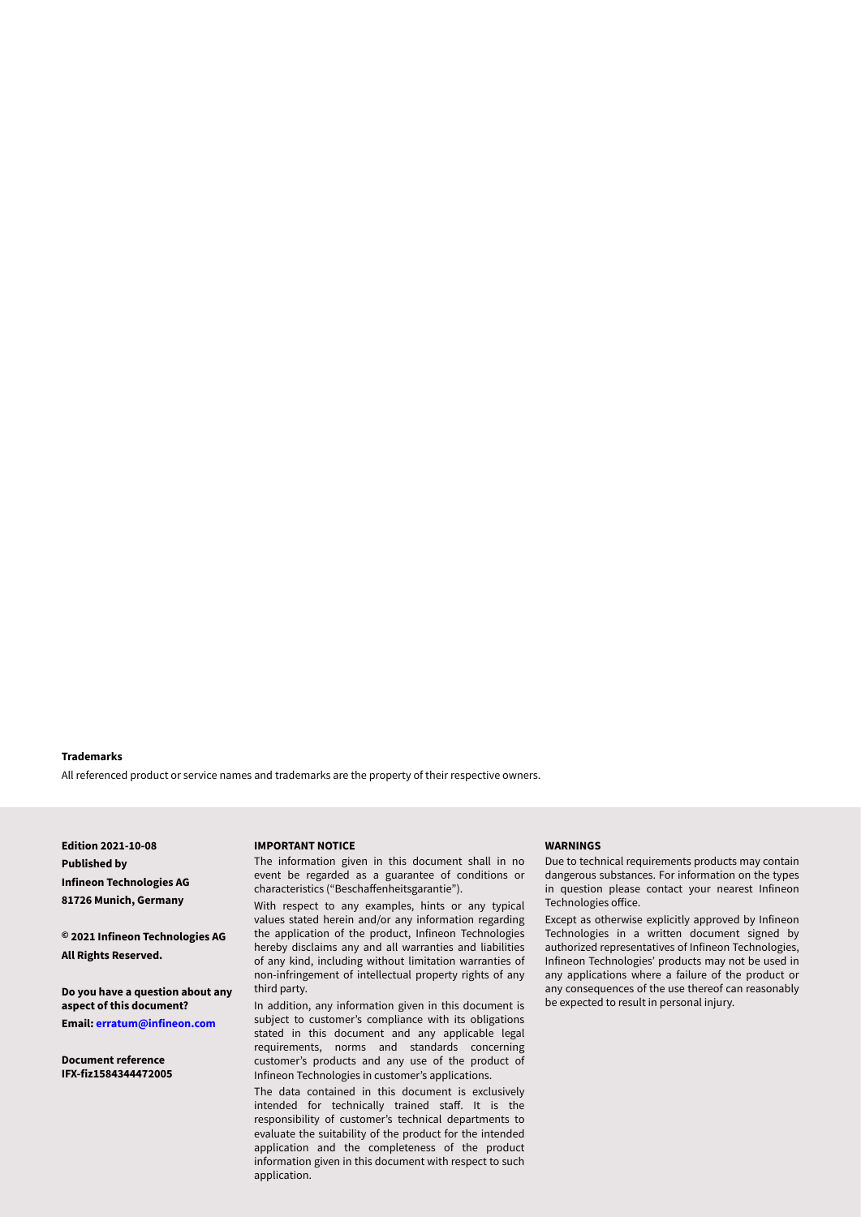**Trademarks**

All referenced product or service names and trademarks are the property of their respective owners.

**Edition 2021-10-08**
**Published by**
**Infineon Technologies AG**
**81726 Munich, Germany**

**© 2021 Infineon Technologies AG**
**All Rights Reserved.**

**Do you have a question about any aspect of this document?**
**Email: erratum@infineon.com**

**Document reference**
**IFX-fiz1584344472005**

**IMPORTANT NOTICE**

The information given in this document shall in no event be regarded as a guarantee of conditions or characteristics ("Beschaffenheitsgarantie").

With respect to any examples, hints or any typical values stated herein and/or any information regarding the application of the product, Infineon Technologies hereby disclaims any and all warranties and liabilities of any kind, including without limitation warranties of non-infringement of intellectual property rights of any third party.

In addition, any information given in this document is subject to customer's compliance with its obligations stated in this document and any applicable legal requirements, norms and standards concerning customer's products and any use of the product of Infineon Technologies in customer's applications.

The data contained in this document is exclusively intended for technically trained staff. It is the responsibility of customer's technical departments to evaluate the suitability of the product for the intended application and the completeness of the product information given in this document with respect to such application.

**WARNINGS**

Due to technical requirements products may contain dangerous substances. For information on the types in question please contact your nearest Infineon Technologies office.

Except as otherwise explicitly approved by Infineon Technologies in a written document signed by authorized representatives of Infineon Technologies, Infineon Technologies' products may not be used in any applications where a failure of the product or any consequences of the use thereof can reasonably be expected to result in personal injury.